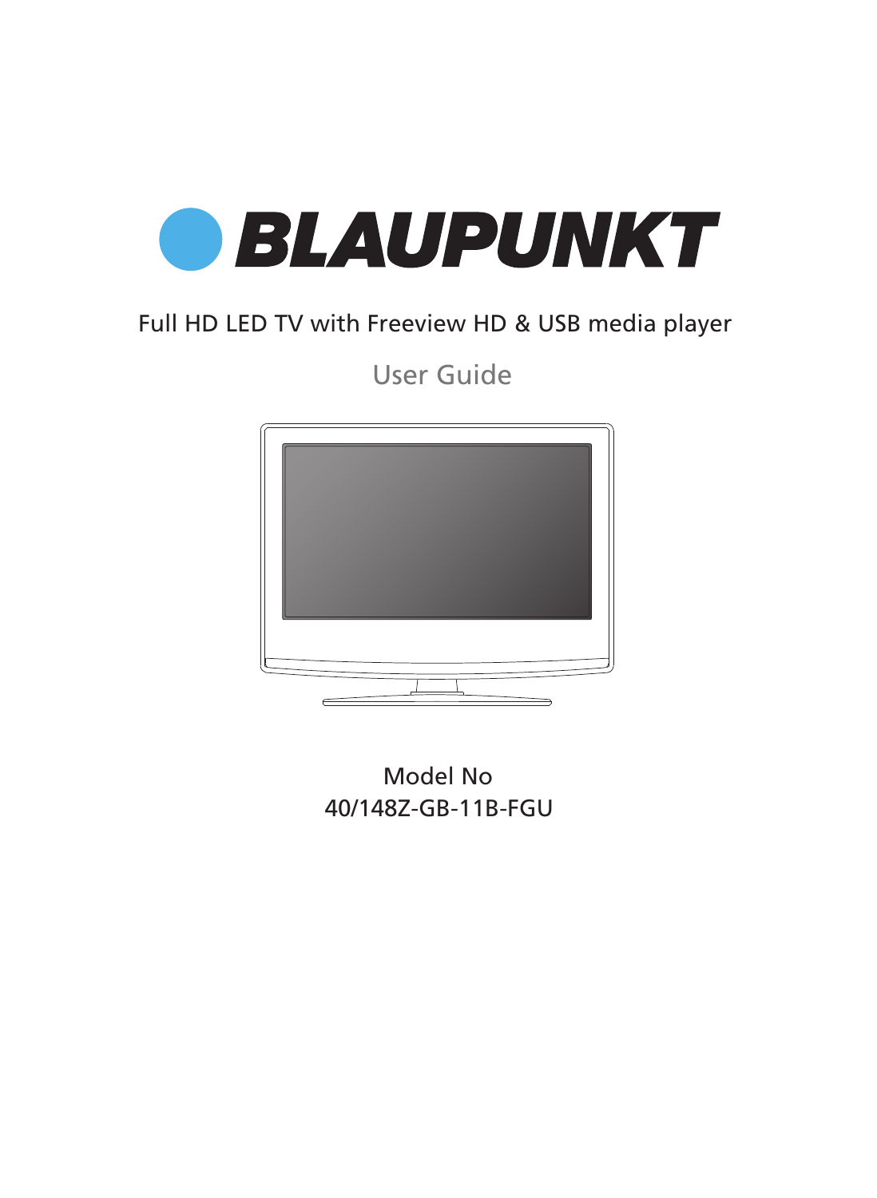# BLAUPUNKT

Full HD LED TV with Freeview HD & USB media player

## User Guide

Model No
40/148Z-GB-11B-FGU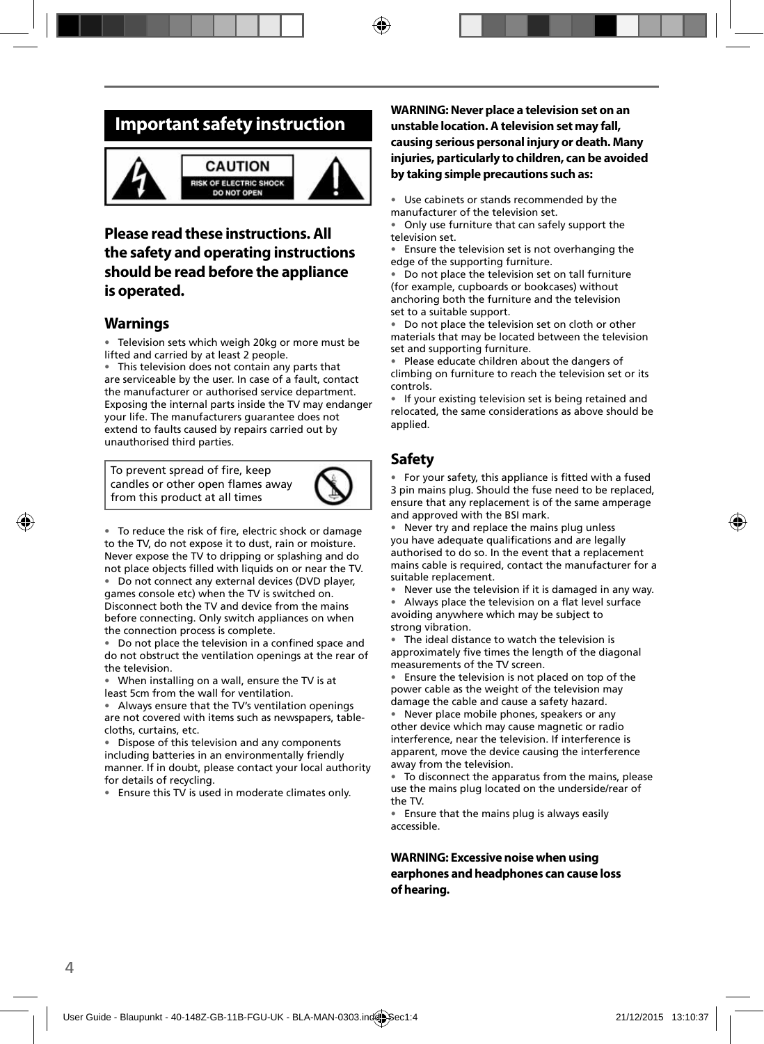## Important safety instruction

**CAUTION**
RISK OF ELECTRIC SHOCK
DO NOT OPEN

### Please read these instructions. All the safety and operating instructions should be read before the appliance is operated.

### Warnings

- Television sets which weigh 20kg or more must be lifted and carried by at least 2 people.
- This television does not contain any parts that are serviceable by the user. In case of a fault, contact the manufacturer or authorised service department. Exposing the internal parts inside the TV may endanger your life. The manufacturers guarantee does not extend to faults caused by repairs carried out by unauthorised third parties.

To prevent spread of fire, keep candles or other open flames away from this product at all times

- To reduce the risk of fire, electric shock or damage to the TV, do not expose it to dust, rain or moisture. Never expose the TV to dripping or splashing and do not place objects filled with liquids on or near the TV.
- Do not connect any external devices (DVD player, games console etc) when the TV is switched on. Disconnect both the TV and device from the mains before connecting. Only switch appliances on when the connection process is complete.
- Do not place the television in a confined space and do not obstruct the ventilation openings at the rear of the television.
- When installing on a wall, ensure the TV is at least 5cm from the wall for ventilation.
- Always ensure that the TV's ventilation openings are not covered with items such as newspapers, table-cloths, curtains, etc.
- Dispose of this television and any components including batteries in an environmentally friendly manner. If in doubt, please contact your local authority for details of recycling.
- Ensure this TV is used in moderate climates only.

**WARNING: Never place a television set on an unstable location. A television set may fall, causing serious personal injury or death. Many injuries, particularly to children, can be avoided by taking simple precautions such as:**

- Use cabinets or stands recommended by the manufacturer of the television set.
- Only use furniture that can safely support the television set.
- Ensure the television set is not overhanging the edge of the supporting furniture.
- Do not place the television set on tall furniture (for example, cupboards or bookcases) without anchoring both the furniture and the television set to a suitable support.
- Do not place the television set on cloth or other materials that may be located between the television set and supporting furniture.
- Please educate children about the dangers of climbing on furniture to reach the television set or its controls.
- If your existing television set is being retained and relocated, the same considerations as above should be applied.

### Safety

- For your safety, this appliance is fitted with a fused 3 pin mains plug. Should the fuse need to be replaced, ensure that any replacement is of the same amperage and approved with the BSI mark.
- Never try and replace the mains plug unless you have adequate qualifications and are legally authorised to do so. In the event that a replacement mains cable is required, contact the manufacturer for a suitable replacement.
- Never use the television if it is damaged in any way.
- Always place the television on a flat level surface avoiding anywhere which may be subject to strong vibration.
- The ideal distance to watch the television is approximately five times the length of the diagonal measurements of the TV screen.
- Ensure the television is not placed on top of the power cable as the weight of the television may damage the cable and cause a safety hazard.
- Never place mobile phones, speakers or any other device which may cause magnetic or radio interference, near the television. If interference is apparent, move the device causing the interference away from the television.
- To disconnect the apparatus from the mains, please use the mains plug located on the underside/rear of the TV.
- Ensure that the mains plug is always easily accessible.

**WARNING: Excessive noise when using earphones and headphones can cause loss of hearing.**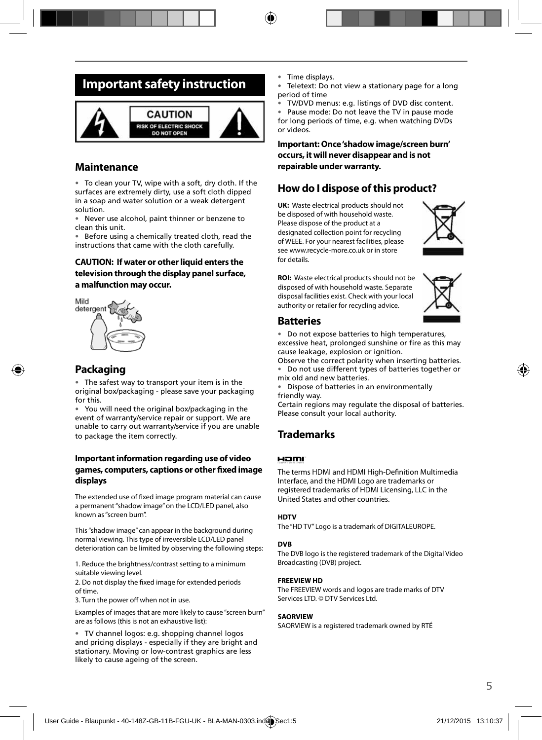# Important safety instruction

CAUTION
RISK OF ELECTRIC SHOCK
DO NOT OPEN

## Maintenance

- To clean your TV, wipe with a soft, dry cloth. If the surfaces are extremely dirty, use a soft cloth dipped in a soap and water solution or a weak detergent solution.
- Never use alcohol, paint thinner or benzene to clean this unit.
- Before using a chemically treated cloth, read the instructions that came with the cloth carefully.

**CAUTION: If water or other liquid enters the television through the display panel surface, a malfunction may occur.**

Mild detergent

## Packaging

- The safest way to transport your item is in the original box/packaging - please save your packaging for this.
- You will need the original box/packaging in the event of warranty/service repair or support. We are unable to carry out warranty/service if you are unable to package the item correctly.

### Important information regarding use of video games, computers, captions or other fixed image displays

The extended use of fixed image program material can cause a permanent "shadow image" on the LCD/LED panel, also known as "screen burn".

This "shadow image" can appear in the background during normal viewing. This type of irreversible LCD/LED panel deterioration can be limited by observing the following steps:

1. Reduce the brightness/contrast setting to a minimum suitable viewing level.
2. Do not display the fixed image for extended periods of time.
3. Turn the power off when not in use.

Examples of images that are more likely to cause "screen burn" are as follows (this is not an exhaustive list):

- TV channel logos: e.g. shopping channel logos and pricing displays - especially if they are bright and stationary. Moving or low-contrast graphics are less likely to cause ageing of the screen.
- Time displays.
- Teletext: Do not view a stationary page for a long period of time
- TV/DVD menus: e.g. listings of DVD disc content.
- Pause mode: Do not leave the TV in pause mode for long periods of time, e.g. when watching DVDs or videos.

**Important: Once 'shadow image/screen burn' occurs, it will never disappear and is not repairable under warranty.**

## How do I dispose of this product?

**UK:** Waste electrical products should not be disposed of with household waste. Please dispose of the product at a designated collection point for recycling of WEEE. For your nearest facilities, please see www.recycle-more.co.uk or in store for details.

**ROI:** Waste electrical products should not be disposed of with household waste. Separate disposal facilities exist. Check with your local authority or retailer for recycling advice.

## Batteries

- Do not expose batteries to high temperatures, excessive heat, prolonged sunshine or fire as this may cause leakage, explosion or ignition.

Observe the correct polarity when inserting batteries.

- Do not use different types of batteries together or mix old and new batteries.
- Dispose of batteries in an environmentally friendly way.

Certain regions may regulate the disposal of batteries. Please consult your local authority.

## Trademarks

HDMI

The terms HDMI and HDMI High-Definition Multimedia Interface, and the HDMI Logo are trademarks or registered trademarks of HDMI Licensing, LLC in the United States and other countries.

**HDTV**

The "HD TV" Logo is a trademark of DIGITALEUROPE.

**DVB**

The DVB logo is the registered trademark of the Digital Video Broadcasting (DVB) project.

**FREEVIEW HD**

The FREEVIEW words and logos are trade marks of DTV Services LTD. © DTV Services Ltd.

**SAORVIEW**

SAORVIEW is a registered trademark owned by RTÉ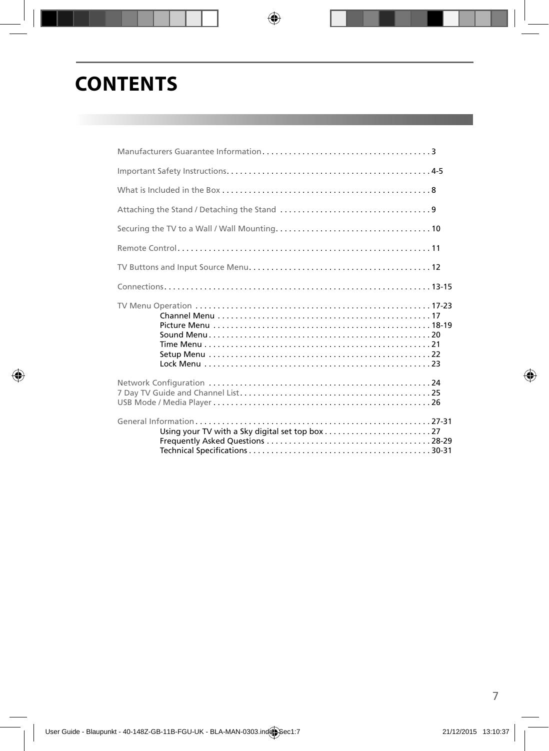# CONTENTS

Manufacturers Guarantee Information . . . . . . . . . . . . . . . . . . . . . . . . . . . . . . . . . . . . . . 3

Important Safety Instructions. . . . . . . . . . . . . . . . . . . . . . . . . . . . . . . . . . . . . . . . . . . . . 4-5

What is Included in the Box . . . . . . . . . . . . . . . . . . . . . . . . . . . . . . . . . . . . . . . . . . . . . . 8

Attaching the Stand / Detaching the Stand . . . . . . . . . . . . . . . . . . . . . . . . . . . . . . . . . . 9

Securing the TV to a Wall / Wall Mounting. . . . . . . . . . . . . . . . . . . . . . . . . . . . . . . . . . . 10

Remote Control. . . . . . . . . . . . . . . . . . . . . . . . . . . . . . . . . . . . . . . . . . . . . . . . . . . . . . . . 11

TV Buttons and Input Source Menu. . . . . . . . . . . . . . . . . . . . . . . . . . . . . . . . . . . . . . . . . 12

Connections. . . . . . . . . . . . . . . . . . . . . . . . . . . . . . . . . . . . . . . . . . . . . . . . . . . . . . . . . . . 13-15

TV Menu Operation . . . . . . . . . . . . . . . . . . . . . . . . . . . . . . . . . . . . . . . . . . . . . . . . . . . . 17-23
- Channel Menu . . . . . . . . . . . . . . . . . . . . . . . . . . . . . . . . . . . . . . . . . . . . . . . . 17
- Picture Menu . . . . . . . . . . . . . . . . . . . . . . . . . . . . . . . . . . . . . . . . . . . . . . . . 18-19
- Sound Menu . . . . . . . . . . . . . . . . . . . . . . . . . . . . . . . . . . . . . . . . . . . . . . . . . 20
- Time Menu . . . . . . . . . . . . . . . . . . . . . . . . . . . . . . . . . . . . . . . . . . . . . . . . . . 21
- Setup Menu . . . . . . . . . . . . . . . . . . . . . . . . . . . . . . . . . . . . . . . . . . . . . . . . . 22
- Lock Menu . . . . . . . . . . . . . . . . . . . . . . . . . . . . . . . . . . . . . . . . . . . . . . . . . . 23

Network Configuration . . . . . . . . . . . . . . . . . . . . . . . . . . . . . . . . . . . . . . . . . . . . . . . . . . 24
7 Day TV Guide and Channel List. . . . . . . . . . . . . . . . . . . . . . . . . . . . . . . . . . . . . . . . . . . 25
USB Mode / Media Player . . . . . . . . . . . . . . . . . . . . . . . . . . . . . . . . . . . . . . . . . . . . . . . . 26

General Information . . . . . . . . . . . . . . . . . . . . . . . . . . . . . . . . . . . . . . . . . . . . . . . . . . . . 27-31
- Using your TV with a Sky digital set top box . . . . . . . . . . . . . . . . . . . . . . . . 27
- Frequently Asked Questions . . . . . . . . . . . . . . . . . . . . . . . . . . . . . . . . . . . . . 28-29
- Technical Specifications . . . . . . . . . . . . . . . . . . . . . . . . . . . . . . . . . . . . . . . . . 30-31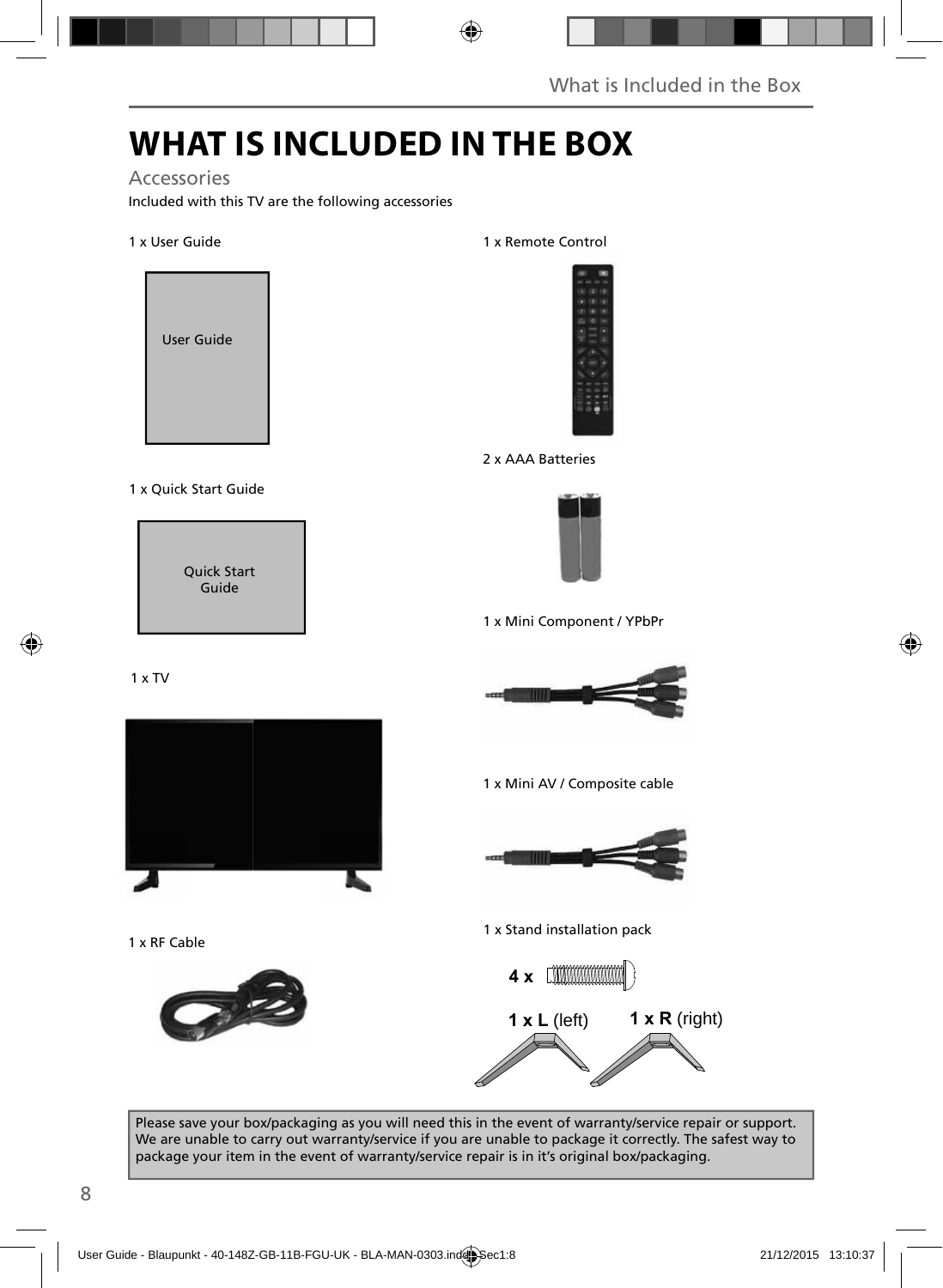# WHAT IS INCLUDED IN THE BOX

## Accessories

Included with this TV are the following accessories

1 x User Guide

User Guide

1 x Quick Start Guide

Quick Start Guide

1 x TV

1 x RF Cable

1 x Remote Control

2 x AAA Batteries

1 x Mini Component / YPbPr

1 x Mini AV / Composite cable

1 x Stand installation pack

**4 x**

**1 x L** (left) **1 x R** (right)

Please save your box/packaging as you will need this in the event of warranty/service repair or support. We are unable to carry out warranty/service if you are unable to package it correctly. The safest way to package your item in the event of warranty/service repair is in it's original box/packaging.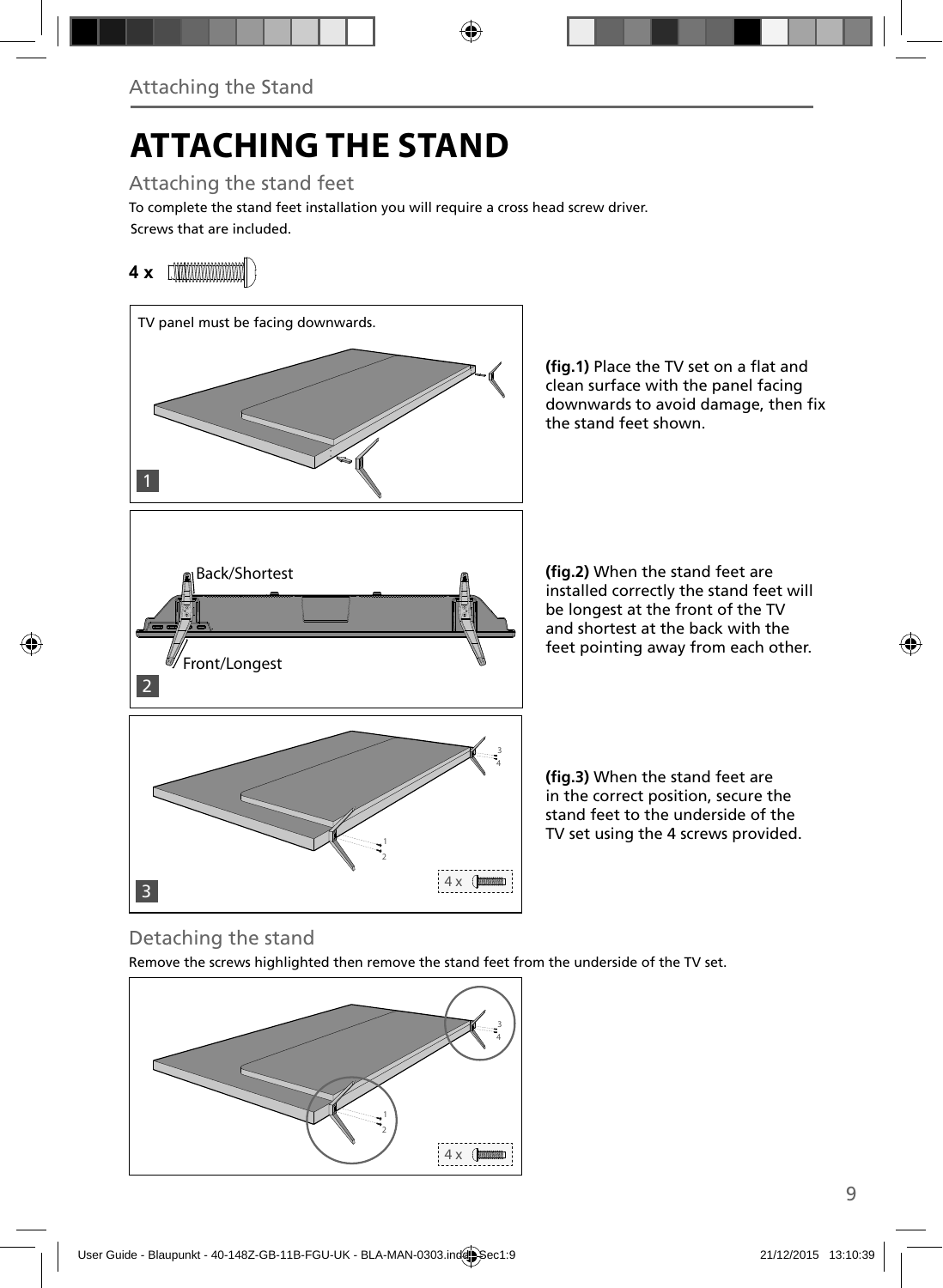# ATTACHING THE STAND

## Attaching the stand feet

To complete the stand feet installation you will require a cross head screw driver.

Screws that are included.

**4 x**

TV panel must be facing downwards.

**(fig.1)** Place the TV set on a flat and clean surface with the panel facing downwards to avoid damage, then fix the stand feet shown.

Back/Shortest

Front/Longest

**(fig.2)** When the stand feet are installed correctly the stand feet will be longest at the front of the TV and shortest at the back with the feet pointing away from each other.

4 x

**(fig.3)** When the stand feet are in the correct position, secure the stand feet to the underside of the TV set using the 4 screws provided.

## Detaching the stand

Remove the screws highlighted then remove the stand feet from the underside of the TV set.

4 x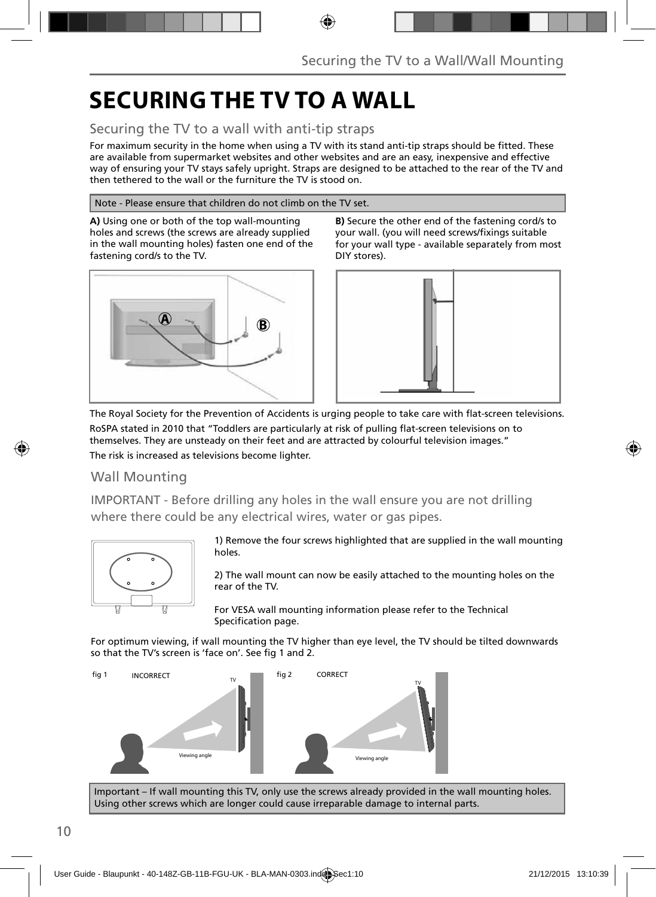# SECURING THE TV TO A WALL

## Securing the TV to a wall with anti-tip straps

For maximum security in the home when using a TV with its stand anti-tip straps should be fitted. These are available from supermarket websites and other websites and are an easy, inexpensive and effective way of ensuring your TV stays safely upright. Straps are designed to be attached to the rear of the TV and then tethered to the wall or the furniture the TV is stood on.

Note - Please ensure that children do not climb on the TV set.

**A)** Using one or both of the top wall-mounting holes and screws (the screws are already supplied in the wall mounting holes) fasten one end of the fastening cord/s to the TV.

**B)** Secure the other end of the fastening cord/s to your wall. (you will need screws/fixings suitable for your wall type - available separately from most DIY stores).

The Royal Society for the Prevention of Accidents is urging people to take care with flat-screen televisions.

RoSPA stated in 2010 that "Toddlers are particularly at risk of pulling flat-screen televisions on to themselves. They are unsteady on their feet and are attracted by colourful television images."

The risk is increased as televisions become lighter.

## Wall Mounting

IMPORTANT - Before drilling any holes in the wall ensure you are not drilling where there could be any electrical wires, water or gas pipes.

1) Remove the four screws highlighted that are supplied in the wall mounting holes.

2) The wall mount can now be easily attached to the mounting holes on the rear of the TV.

For VESA wall mounting information please refer to the Technical Specification page.

For optimum viewing, if wall mounting the TV higher than eye level, the TV should be tilted downwards so that the TV's screen is 'face on'. See fig 1 and 2.

fig 1 INCORRECT

fig 2 CORRECT

Important – If wall mounting this TV, only use the screws already provided in the wall mounting holes. Using other screws which are longer could cause irreparable damage to internal parts.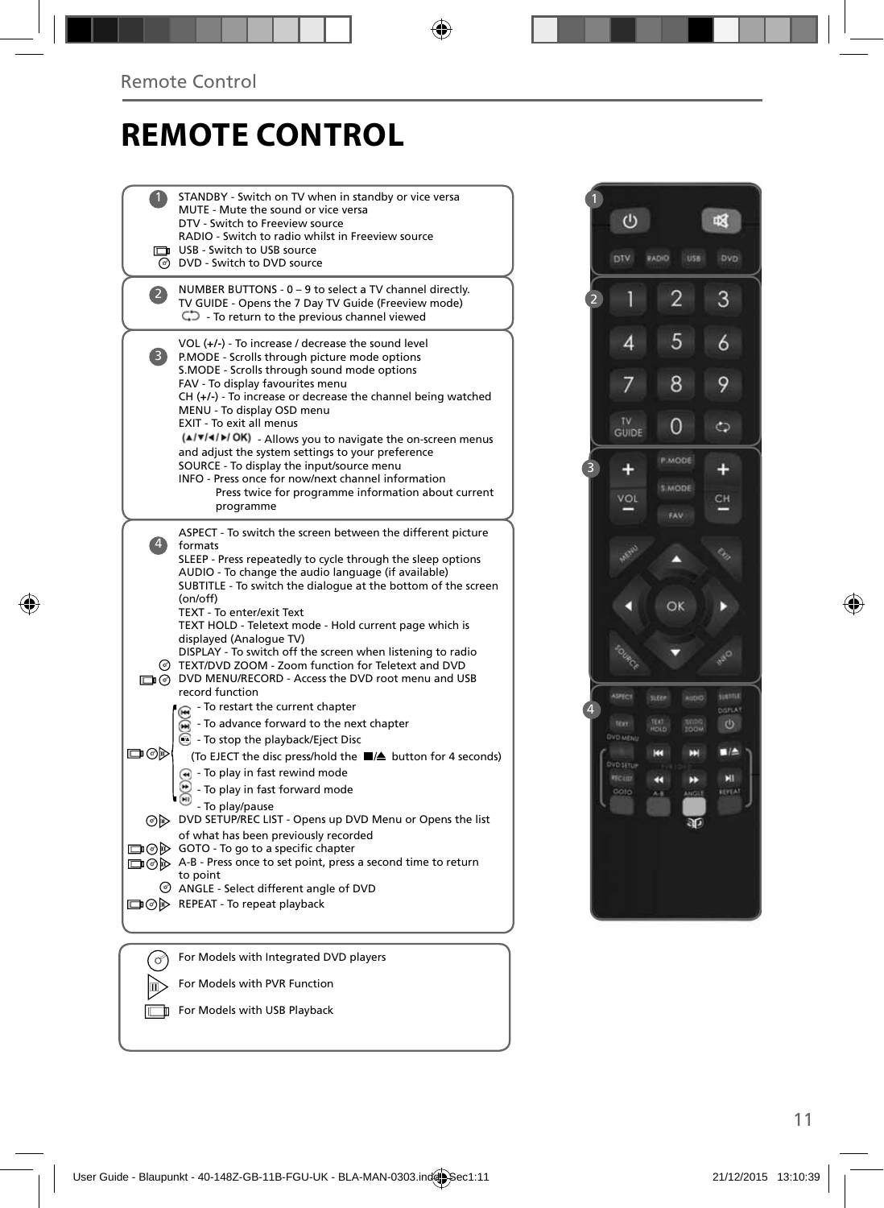# REMOTE CONTROL

**1**

- STANDBY - Switch on TV when in standby or vice versa
- MUTE - Mute the sound or vice versa
- DTV - Switch to Freeview source
- RADIO - Switch to radio whilst in Freeview source
- USB - Switch to USB source
- DVD - Switch to DVD source

**2**

- NUMBER BUTTONS - 0 – 9 to select a TV channel directly.
- TV GUIDE - Opens the 7 Day TV Guide (Freeview mode)
- - To return to the previous channel viewed

**3**

- VOL (+/-) - To increase / decrease the sound level
- P.MODE - Scrolls through picture mode options
- S.MODE - Scrolls through sound mode options
- FAV - To display favourites menu
- CH (+/-) - To increase or decrease the channel being watched
- MENU - To display OSD menu
- EXIT - To exit all menus
- (▲/▼/◄/►/ OK) - Allows you to navigate the on-screen menus and adjust the system settings to your preference
- SOURCE - To display the input/source menu
- INFO - Press once for now/next channel information
  Press twice for programme information about current programme

**4**

- ASPECT - To switch the screen between the different picture formats
- SLEEP - Press repeatedly to cycle through the sleep options
- AUDIO - To change the audio language (if available)
- SUBTITLE - To switch the dialogue at the bottom of the screen (on/off)
- TEXT - To enter/exit Text
- TEXT HOLD - Teletext mode - Hold current page which is displayed (Analogue TV)
- DISPLAY - To switch off the screen when listening to radio
- TEXT/DVD ZOOM - Zoom function for Teletext and DVD
- DVD MENU/RECORD - Access the DVD root menu and USB record function
- ⏮ - To restart the current chapter
- ⏭ - To advance forward to the next chapter
- ■ - To stop the playback/Eject Disc
  (To EJECT the disc press/hold the ■/⏏ button for 4 seconds)
- ◄◄ - To play in fast rewind mode
- ►► - To play in fast forward mode
- ►II - To play/pause
- DVD SETUP/REC LIST - Opens up DVD Menu or Opens the list of what has been previously recorded
- GOTO - To go to a specific chapter
- A-B - Press once to set point, press a second time to return to point
- ANGLE - Select different angle of DVD
- REPEAT - To repeat playback

---

- For Models with Integrated DVD players
- For Models with PVR Function
- For Models with USB Playback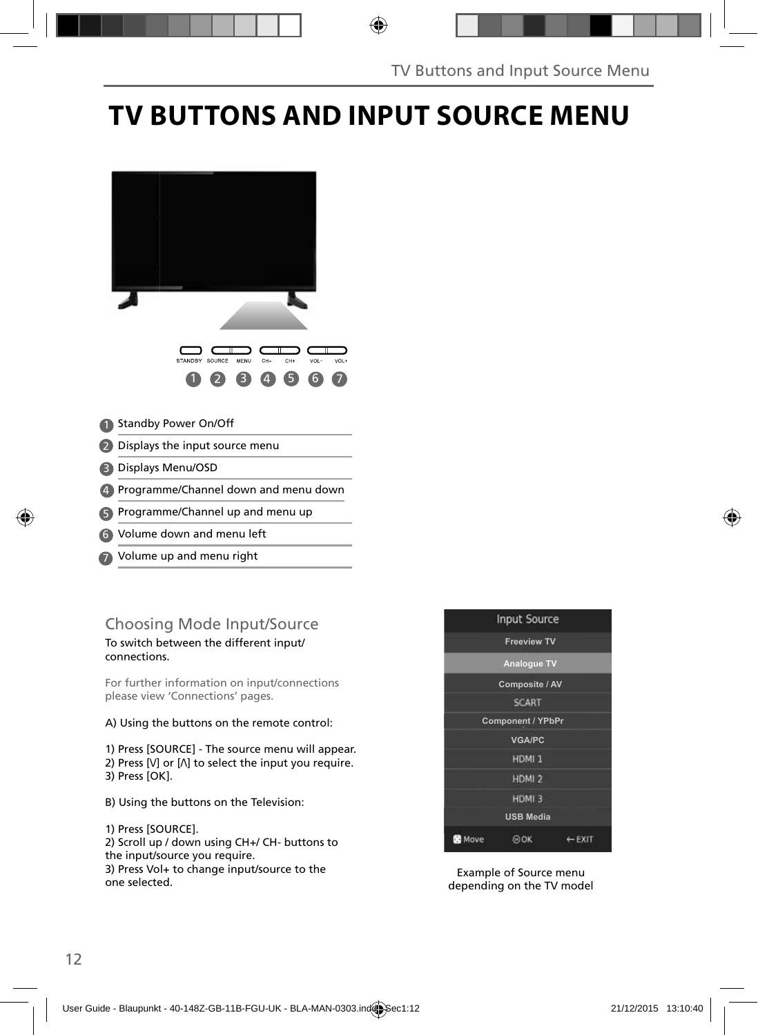# TV BUTTONS AND INPUT SOURCE MENU

STANDBY SOURCE MENU CH- CH+ VOL- VOL+

1. Standby Power On/Off
2. Displays the input source menu
3. Displays Menu/OSD
4. Programme/Channel down and menu down
5. Programme/Channel up and menu up
6. Volume down and menu left
7. Volume up and menu right

## Choosing Mode Input/Source

To switch between the different input/ connections.

For further information on input/connections please view 'Connections' pages.

A) Using the buttons on the remote control:

1) Press [SOURCE] - The source menu will appear.
2) Press [V] or [Λ] to select the input you require.
3) Press [OK].

B) Using the buttons on the Television:

1) Press [SOURCE].
2) Scroll up / down using CH+/ CH- buttons to the input/source you require.
3) Press Vol+ to change input/source to the one selected.

Input Source
- Freeview TV
- Analogue TV
- Composite / AV
- SCART
- Component / YPbPr
- VGA/PC
- HDMI 1
- HDMI 2
- HDMI 3
- USB Media

Move OK EXIT

Example of Source menu depending on the TV model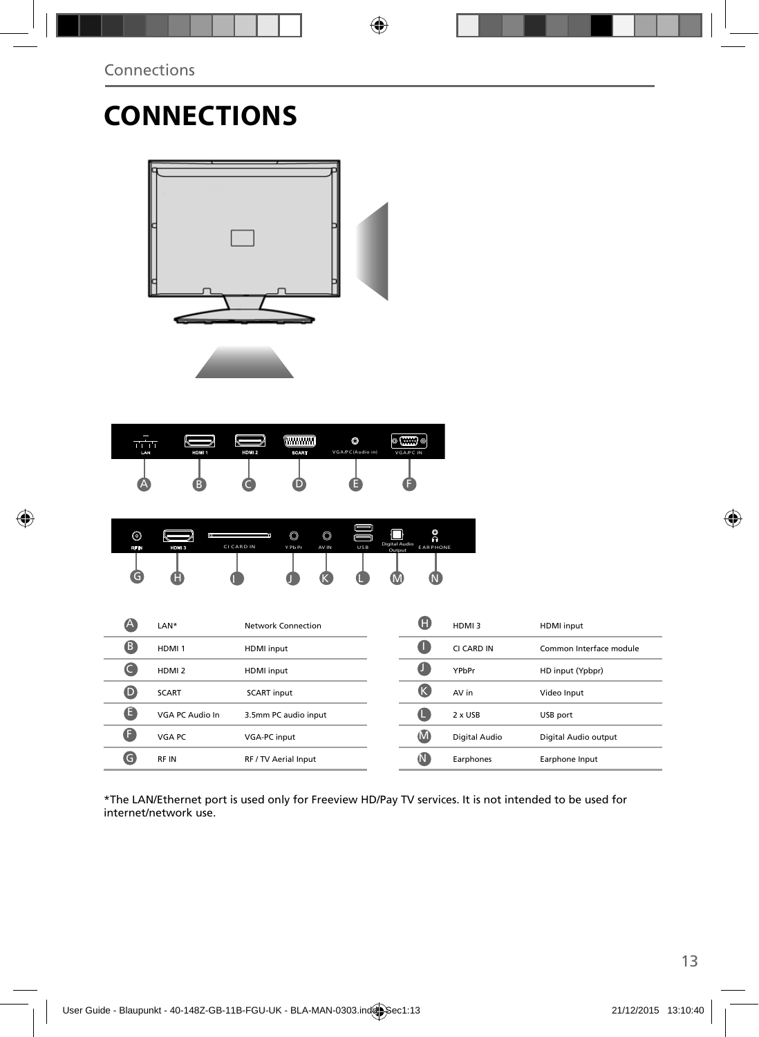# CONNECTIONS

| | | |
|---|---|---|
| A | LAN* | Network Connection |
| B | HDMI 1 | HDMI input |
| C | HDMI 2 | HDMI input |
| D | SCART | SCART input |
| E | VGA PC Audio In | 3.5mm PC audio input |
| F | VGA PC | VGA-PC input |
| G | RF IN | RF / TV Aerial Input |

| | | |
|---|---|---|
| H | HDMI 3 | HDMI input |
| I | CI CARD IN | Common Interface module |
| J | YPbPr | HD input (Ypbpr) |
| K | AV in | Video Input |
| L | 2 x USB | USB port |
| M | Digital Audio | Digital Audio output |
| N | Earphones | Earphone Input |

*The LAN/Ethernet port is used only for Freeview HD/Pay TV services. It is not intended to be used for internet/network use.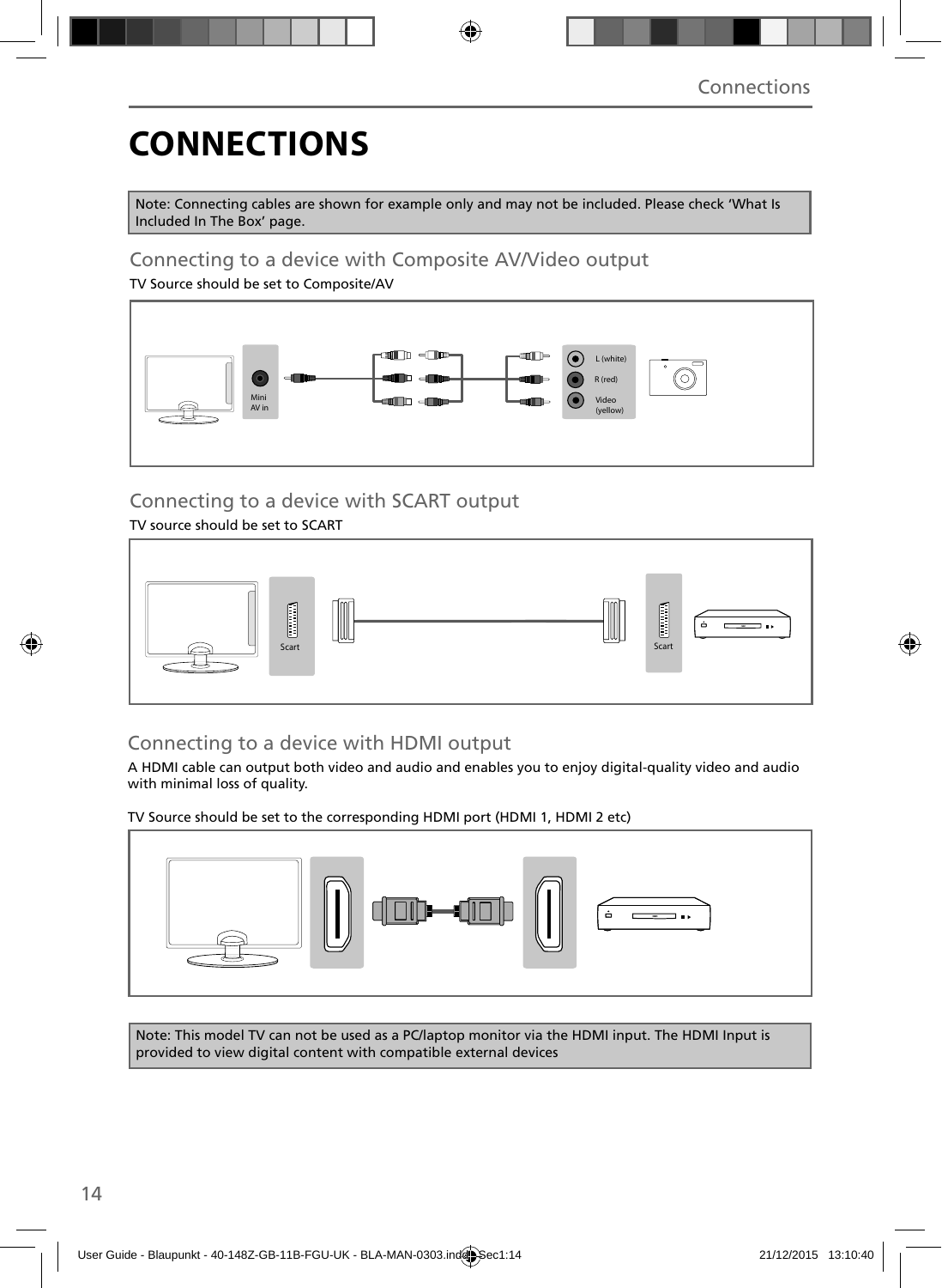# CONNECTIONS

Note: Connecting cables are shown for example only and may not be included. Please check 'What Is Included In The Box' page.

## Connecting to a device with Composite AV/Video output

TV Source should be set to Composite/AV

Mini AV in

L (white)

R (red)

Video (yellow)

## Connecting to a device with SCART output

TV source should be set to SCART

Scart

Scart

## Connecting to a device with HDMI output

A HDMI cable can output both video and audio and enables you to enjoy digital-quality video and audio with minimal loss of quality.

TV Source should be set to the corresponding HDMI port (HDMI 1, HDMI 2 etc)

Note: This model TV can not be used as a PC/laptop monitor via the HDMI input. The HDMI Input is provided to view digital content with compatible external devices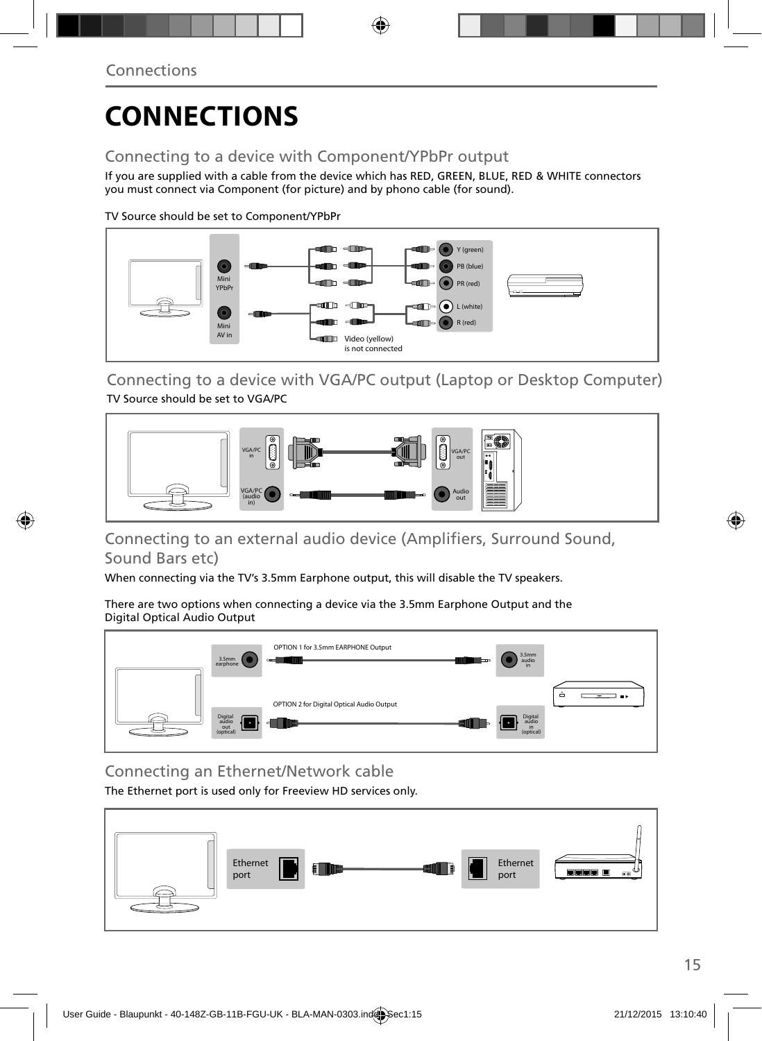# CONNECTIONS

## Connecting to a device with Component/YPbPr output

If you are supplied with a cable from the device which has RED, GREEN, BLUE, RED & WHITE connectors you must connect via Component (for picture) and by phono cable (for sound).

TV Source should be set to Component/YPbPr

Mini YPbPr

Mini AV in

Y (green)

PB (blue)

PR (red)

L (white)

R (red)

Video (yellow) is not connected

## Connecting to a device with VGA/PC output (Laptop or Desktop Computer)

TV Source should be set to VGA/PC

VGA/PC in

VGA/PC (audio in)

VGA/PC out

Audio out

## Connecting to an external audio device (Amplifiers, Surround Sound, Sound Bars etc)

When connecting via the TV's 3.5mm Earphone output, this will disable the TV speakers.

There are two options when connecting a device via the 3.5mm Earphone Output and the Digital Optical Audio Output

OPTION 1 for 3.5mm EARPHONE Output

3.5mm earphone

3.5mm audio in

OPTION 2 for Digital Optical Audio Output

Digital audio out (optical)

Digital audio in (optical)

## Connecting an Ethernet/Network cable

The Ethernet port is used only for Freeview HD services only.

Ethernet port

Ethernet port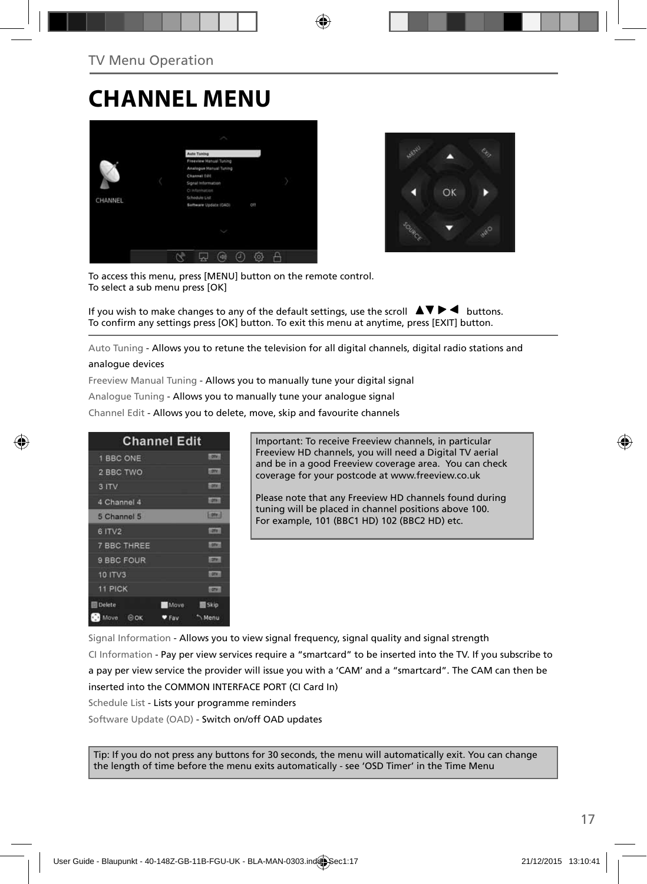TV Menu Operation

# CHANNEL MENU

To access this menu, press [MENU] button on the remote control.
To select a sub menu press [OK]

If you wish to make changes to any of the default settings, use the scroll ▲▼▶◀ buttons.
To confirm any settings press [OK] button. To exit this menu at anytime, press [EXIT] button.

Auto Tuning - Allows you to retune the television for all digital channels, digital radio stations and analogue devices

Freeview Manual Tuning - Allows you to manually tune your digital signal

Analogue Tuning - Allows you to manually tune your analogue signal

Channel Edit - Allows you to delete, move, skip and favourite channels

Important: To receive Freeview channels, in particular Freeview HD channels, you will need a Digital TV aerial and be in a good Freeview coverage area. You can check coverage for your postcode at www.freeview.co.uk

Please note that any Freeview HD channels found during tuning will be placed in channel positions above 100. For example, 101 (BBC1 HD) 102 (BBC2 HD) etc.

Signal Information - Allows you to view signal frequency, signal quality and signal strength

CI Information - Pay per view services require a "smartcard" to be inserted into the TV. If you subscribe to a pay per view service the provider will issue you with a 'CAM' and a "smartcard". The CAM can then be inserted into the COMMON INTERFACE PORT (CI Card In)

Schedule List - Lists your programme reminders

Software Update (OAD) - Switch on/off OAD updates

Tip: If you do not press any buttons for 30 seconds, the menu will automatically exit. You can change the length of time before the menu exits automatically - see 'OSD Timer' in the Time Menu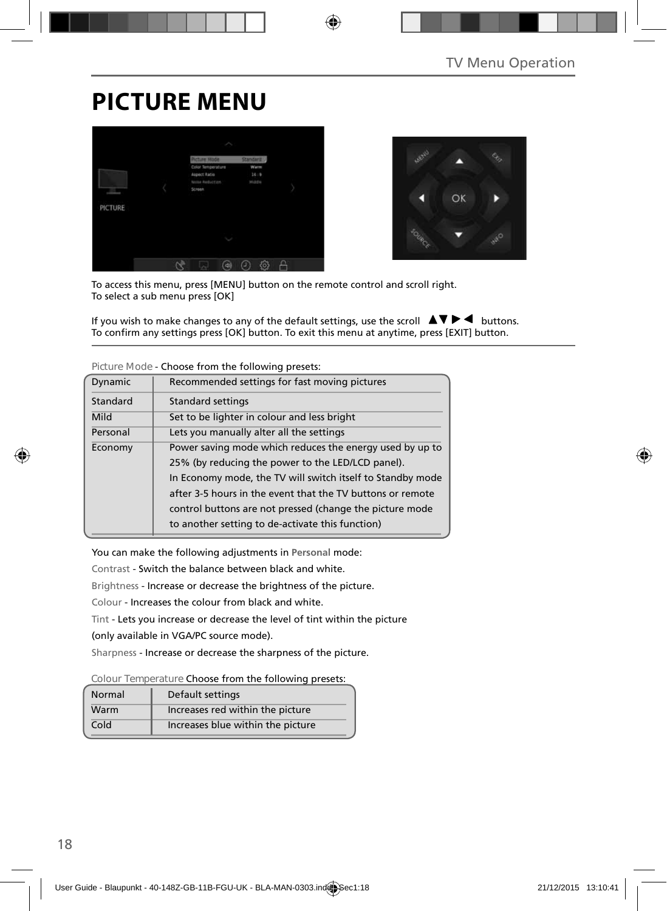# PICTURE MENU

To access this menu, press [MENU] button on the remote control and scroll right.
To select a sub menu press [OK]

If you wish to make changes to any of the default settings, use the scroll ▲▼▶◀ buttons.
To confirm any settings press [OK] button. To exit this menu at anytime, press [EXIT] button.

Picture Mode - Choose from the following presets:

| | |
|---|---|
| Dynamic | Recommended settings for fast moving pictures |
| Standard | Standard settings |
| Mild | Set to be lighter in colour and less bright |
| Personal | Lets you manually alter all the settings |
| Economy | Power saving mode which reduces the energy used by up to 25% (by reducing the power to the LED/LCD panel). In Economy mode, the TV will switch itself to Standby mode after 3-5 hours in the event that the TV buttons or remote control buttons are not pressed (change the picture mode to another setting to de-activate this function) |

You can make the following adjustments in **Personal** mode:

Contrast - Switch the balance between black and white.

Brightness - Increase or decrease the brightness of the picture.

Colour - Increases the colour from black and white.

Tint - Lets you increase or decrease the level of tint within the picture (only available in VGA/PC source mode).

Sharpness - Increase or decrease the sharpness of the picture.

Colour Temperature Choose from the following presets:

| | |
|---|---|
| Normal | Default settings |
| Warm | Increases red within the picture |
| Cold | Increases blue within the picture |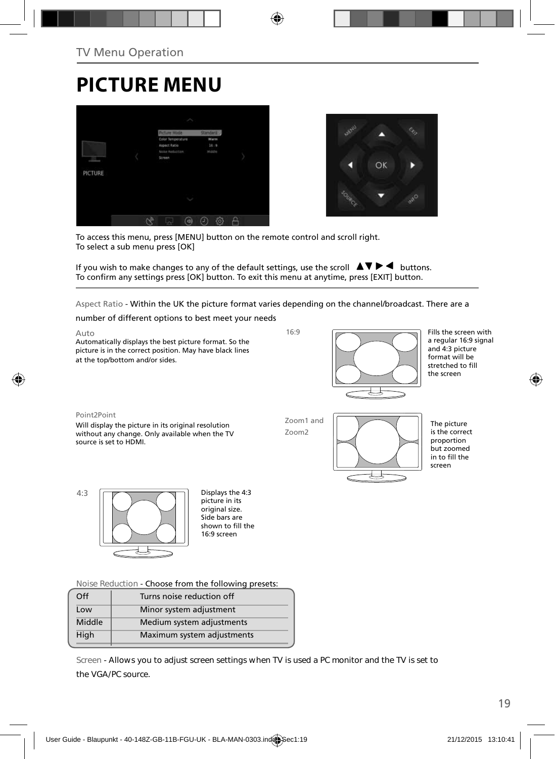TV Menu Operation

# PICTURE MENU

To access this menu, press [MENU] button on the remote control and scroll right.
To select a sub menu press [OK]

If you wish to make changes to any of the default settings, use the scroll ▲▼▶◀ buttons.
To confirm any settings press [OK] button. To exit this menu at anytime, press [EXIT] button.

Aspect Ratio - Within the UK the picture format varies depending on the channel/broadcast. There are a number of different options to best meet your needs

Auto
Automatically displays the best picture format. So the picture is in the correct position. May have black lines at the top/bottom and/or sides.

16:9
Fills the screen with a regular 16:9 signal and 4:3 picture format will be stretched to fill the screen

Point2Point
Will display the picture in its original resolution without any change. Only available when the TV source is set to HDMI.

Zoom1 and Zoom2
The picture is the correct proportion but zoomed in to fill the screen

4:3
Displays the 4:3 picture in its original size. Side bars are shown to fill the 16:9 screen

Noise Reduction - Choose from the following presets:

| Off | Turns noise reduction off |
|---|---|
| Low | Minor system adjustment |
| Middle | Medium system adjustments |
| High | Maximum system adjustments |

Screen - Allows you to adjust screen settings when TV is used a PC monitor and the TV is set to the VGA/PC source.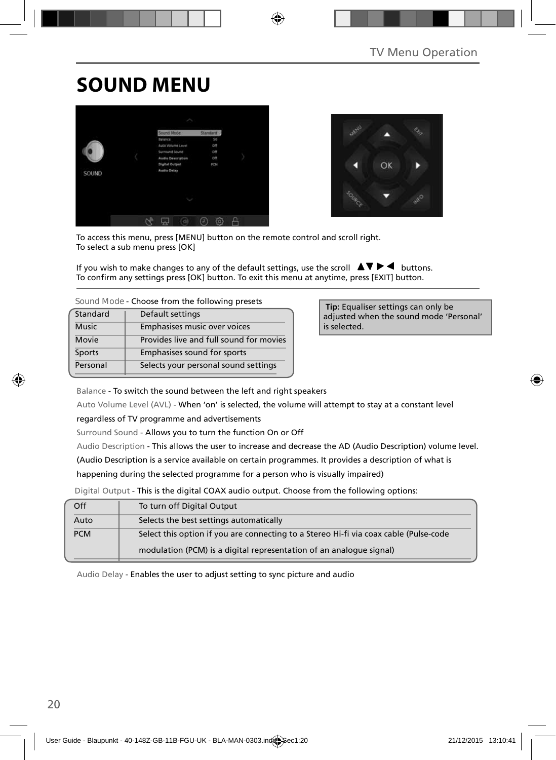# SOUND MENU

To access this menu, press [MENU] button on the remote control and scroll right.
To select a sub menu press [OK]

If you wish to make changes to any of the default settings, use the scroll ▲▼▶◀ buttons.
To confirm any settings press [OK] button. To exit this menu at anytime, press [EXIT] button.

Sound Mode - Choose from the following presets

| Standard | Default settings |
| --- | --- |
| Music | Emphasises music over voices |
| Movie | Provides live and full sound for movies |
| Sports | Emphasises sound for sports |
| Personal | Selects your personal sound settings |

**Tip:** Equaliser settings can only be adjusted when the sound mode 'Personal' is selected.

Balance - To switch the sound between the left and right speakers

Auto Volume Level (AVL) - When 'on' is selected, the volume will attempt to stay at a constant level regardless of TV programme and advertisements

Surround Sound - Allows you to turn the function On or Off

Audio Description - This allows the user to increase and decrease the AD (Audio Description) volume level. (Audio Description is a service available on certain programmes. It provides a description of what is happening during the selected programme for a person who is visually impaired)

Digital Output - This is the digital COAX audio output. Choose from the following options:

| Off | To turn off Digital Output |
| --- | --- |
| Auto | Selects the best settings automatically |
| PCM | Select this option if you are connecting to a Stereo Hi-fi via coax cable (Pulse-code modulation (PCM) is a digital representation of an analogue signal) |

Audio Delay - Enables the user to adjust setting to sync picture and audio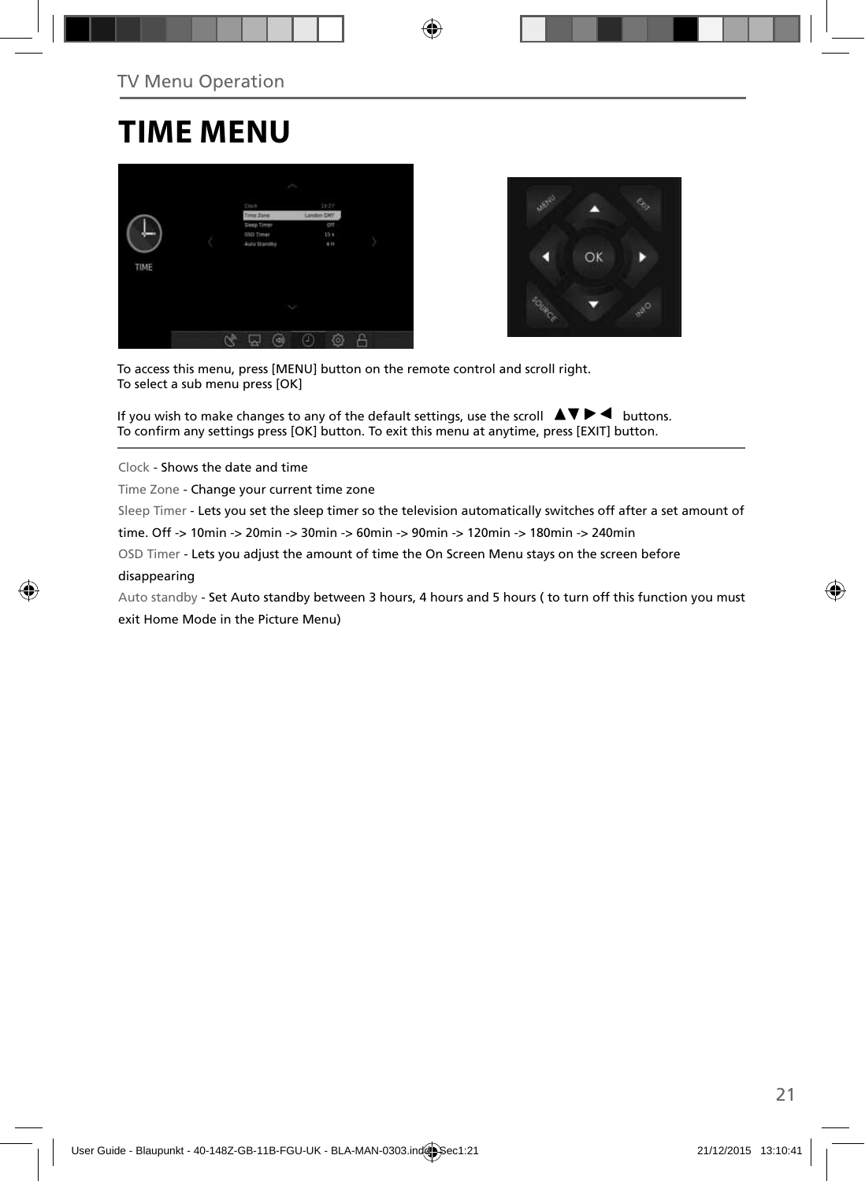# TIME MENU

To access this menu, press [MENU] button on the remote control and scroll right.
To select a sub menu press [OK]

If you wish to make changes to any of the default settings, use the scroll ▲▼▶◀ buttons.
To confirm any settings press [OK] button. To exit this menu at anytime, press [EXIT] button.

Clock - Shows the date and time

Time Zone - Change your current time zone

Sleep Timer - Lets you set the sleep timer so the television automatically switches off after a set amount of time. Off -> 10min -> 20min -> 30min -> 60min -> 90min -> 120min -> 180min -> 240min

OSD Timer - Lets you adjust the amount of time the On Screen Menu stays on the screen before disappearing

Auto standby - Set Auto standby between 3 hours, 4 hours and 5 hours ( to turn off this function you must exit Home Mode in the Picture Menu)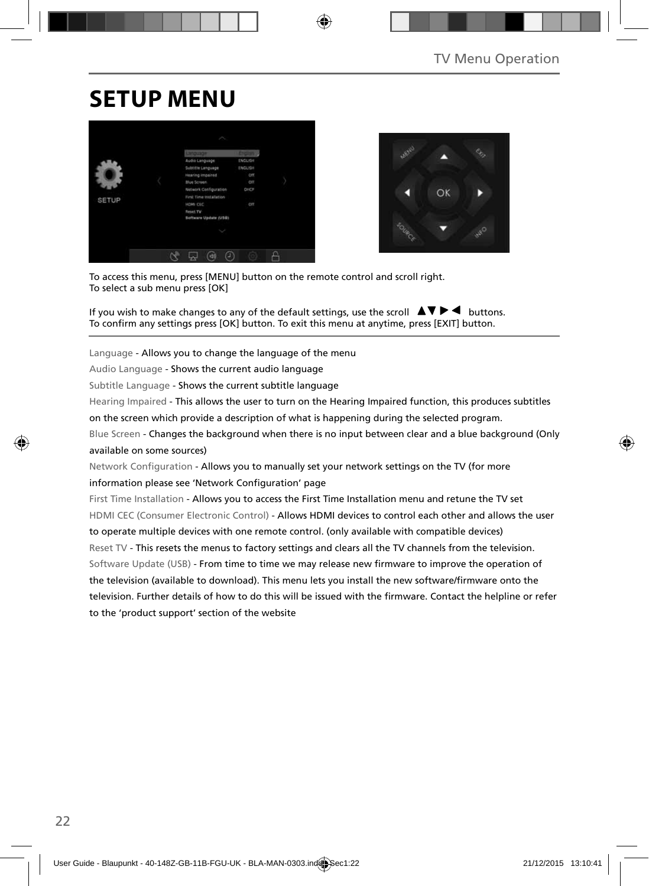# SETUP MENU

To access this menu, press [MENU] button on the remote control and scroll right.
To select a sub menu press [OK]

If you wish to make changes to any of the default settings, use the scroll ▲▼▶◀ buttons.
To confirm any settings press [OK] button. To exit this menu at anytime, press [EXIT] button.

Language - Allows you to change the language of the menu

Audio Language - Shows the current audio language

Subtitle Language - Shows the current subtitle language

Hearing Impaired - This allows the user to turn on the Hearing Impaired function, this produces subtitles on the screen which provide a description of what is happening during the selected program.

Blue Screen - Changes the background when there is no input between clear and a blue background (Only available on some sources)

Network Configuration - Allows you to manually set your network settings on the TV (for more information please see 'Network Configuration' page

First Time Installation - Allows you to access the First Time Installation menu and retune the TV set

HDMI CEC (Consumer Electronic Control) - Allows HDMI devices to control each other and allows the user to operate multiple devices with one remote control. (only available with compatible devices)

Reset TV - This resets the menus to factory settings and clears all the TV channels from the television.

Software Update (USB) - From time to time we may release new firmware to improve the operation of the television (available to download). This menu lets you install the new software/firmware onto the television. Further details of how to do this will be issued with the firmware. Contact the helpline or refer to the 'product support' section of the website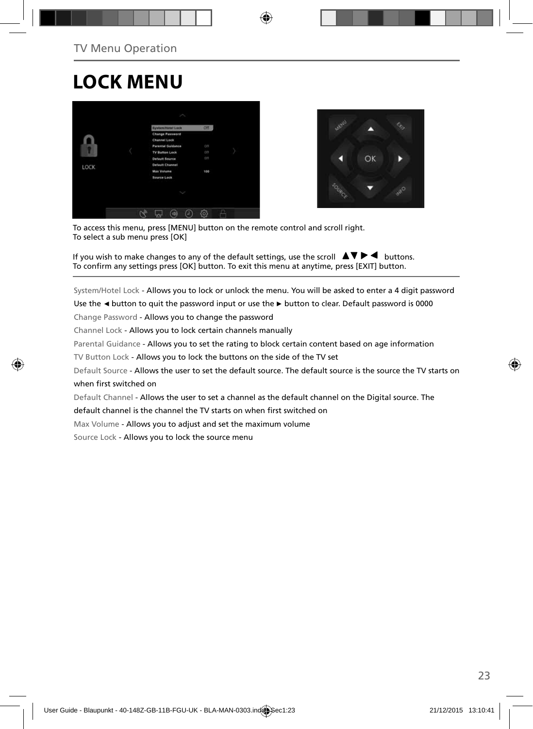TV Menu Operation

# LOCK MENU

To access this menu, press [MENU] button on the remote control and scroll right.
To select a sub menu press [OK]

If you wish to make changes to any of the default settings, use the scroll ▲▼ ▶ ◀ buttons.
To confirm any settings press [OK] button. To exit this menu at anytime, press [EXIT] button.

System/Hotel Lock - Allows you to lock or unlock the menu. You will be asked to enter a 4 digit password Use the ◄ button to quit the password input or use the ► button to clear. Default password is 0000

Change Password - Allows you to change the password

Channel Lock - Allows you to lock certain channels manually

Parental Guidance - Allows you to set the rating to block certain content based on age information

TV Button Lock - Allows you to lock the buttons on the side of the TV set

Default Source - Allows the user to set the default source. The default source is the source the TV starts on when first switched on

Default Channel - Allows the user to set a channel as the default channel on the Digital source. The default channel is the channel the TV starts on when first switched on

Max Volume - Allows you to adjust and set the maximum volume

Source Lock - Allows you to lock the source menu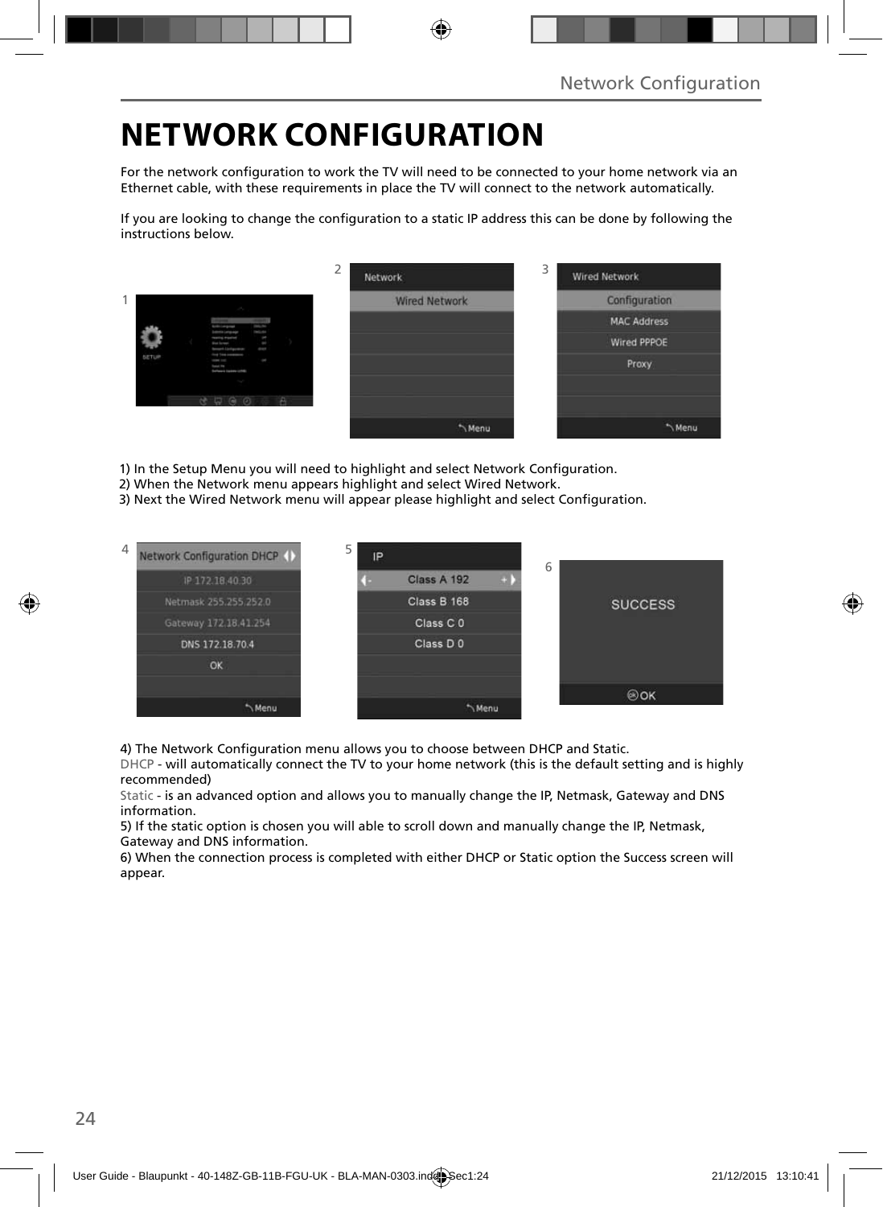# NETWORK CONFIGURATION

For the network configuration to work the TV will need to be connected to your home network via an Ethernet cable, with these requirements in place the TV will connect to the network automatically.

If you are looking to change the configuration to a static IP address this can be done by following the instructions below.

1) In the Setup Menu you will need to highlight and select Network Configuration.
2) When the Network menu appears highlight and select Wired Network.
3) Next the Wired Network menu will appear please highlight and select Configuration.

4) The Network Configuration menu allows you to choose between DHCP and Static.
DHCP - will automatically connect the TV to your home network (this is the default setting and is highly recommended)
Static - is an advanced option and allows you to manually change the IP, Netmask, Gateway and DNS information.
5) If the static option is chosen you will able to scroll down and manually change the IP, Netmask, Gateway and DNS information.
6) When the connection process is completed with either DHCP or Static option the Success screen will appear.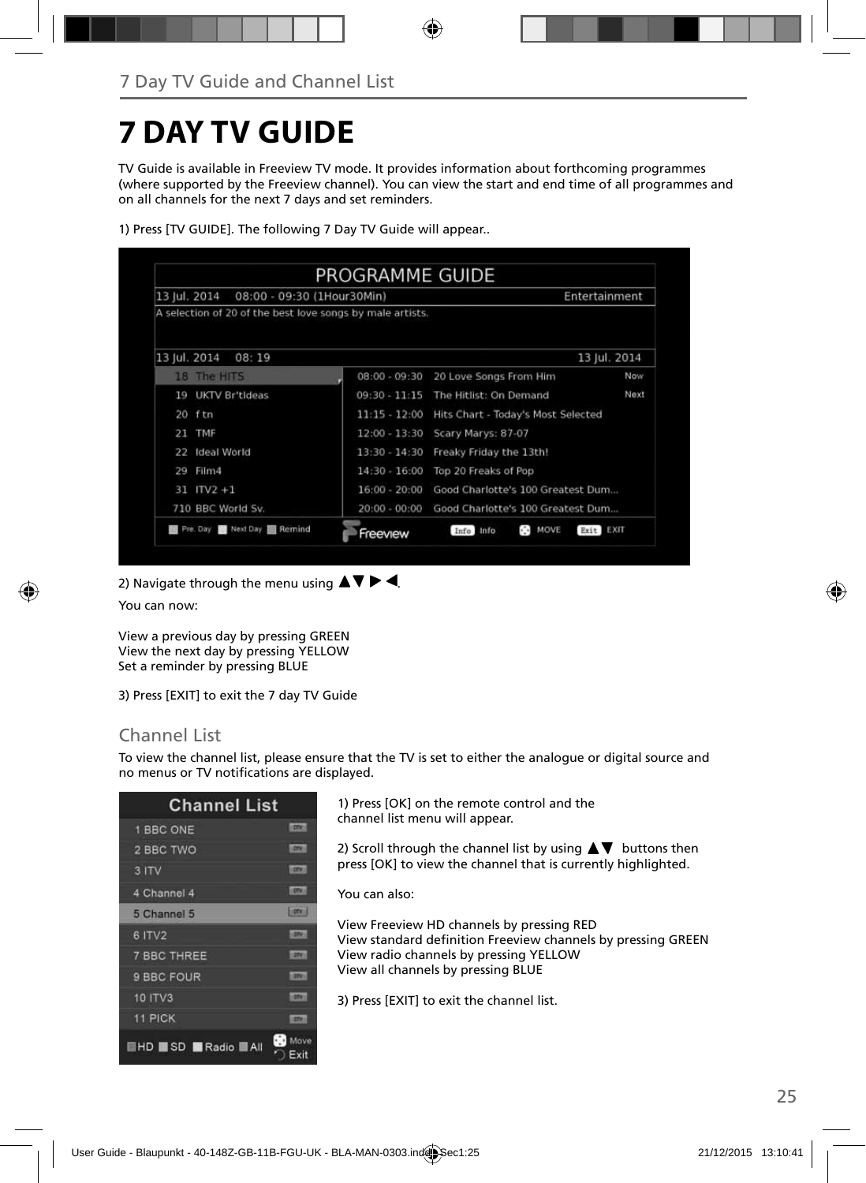# 7 DAY TV GUIDE

TV Guide is available in Freeview TV mode. It provides information about forthcoming programmes (where supported by the Freeview channel). You can view the start and end time of all programmes and on all channels for the next 7 days and set reminders.

1) Press [TV GUIDE]. The following 7 Day TV Guide will appear..

2) Navigate through the menu using ▲▼ ▶ ◀.

You can now:

View a previous day by pressing GREEN
View the next day by pressing YELLOW
Set a reminder by pressing BLUE

3) Press [EXIT] to exit the 7 day TV Guide

## Channel List

To view the channel list, please ensure that the TV is set to either the analogue or digital source and no menus or TV notifications are displayed.

1) Press [OK] on the remote control and the channel list menu will appear.

2) Scroll through the channel list by using ▲▼ buttons then press [OK] to view the channel that is currently highlighted.

You can also:

View Freeview HD channels by pressing RED
View standard definition Freeview channels by pressing GREEN
View radio channels by pressing YELLOW
View all channels by pressing BLUE

3) Press [EXIT] to exit the channel list.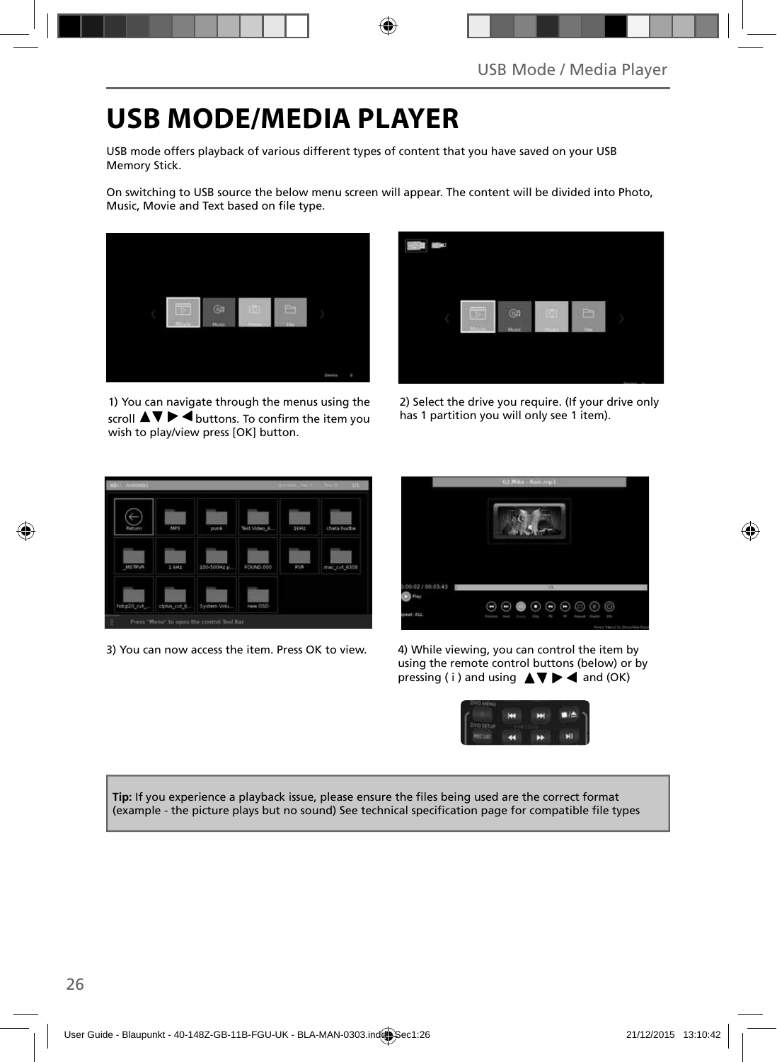# USB MODE/MEDIA PLAYER

USB mode offers playback of various different types of content that you have saved on your USB Memory Stick.

On switching to USB source the below menu screen will appear. The content will be divided into Photo, Music, Movie and Text based on file type.

1) You can navigate through the menus using the scroll ▲▼ ▶ ◀ buttons. To confirm the item you wish to play/view press [OK] button.

2) Select the drive you require. (If your drive only has 1 partition you will only see 1 item).

3) You can now access the item. Press OK to view.

4) While viewing, you can control the item by using the remote control buttons (below) or by pressing ( i ) and using ▲▼ ▶ ◀ and (OK)

**Tip:** If you experience a playback issue, please ensure the files being used are the correct format (example - the picture plays but no sound) See technical specification page for compatible file types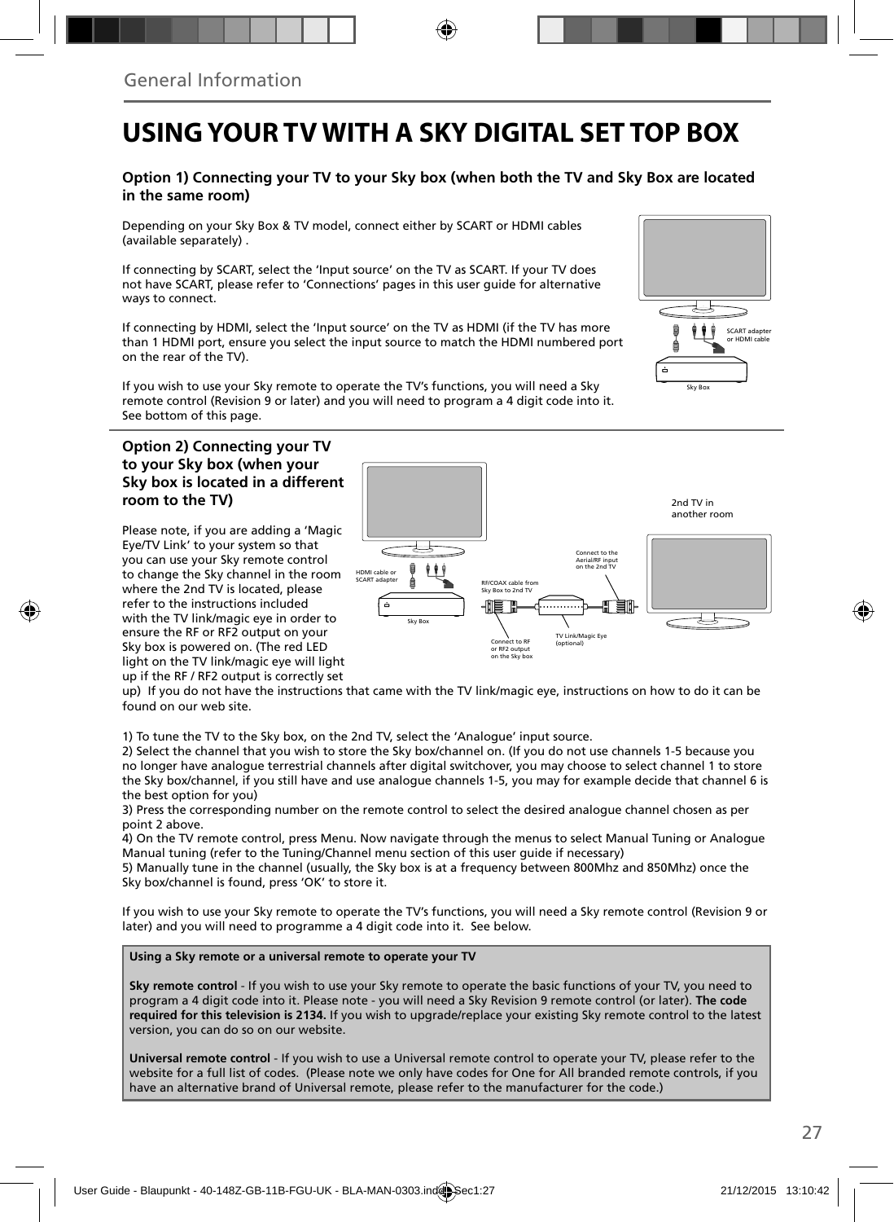General Information

# USING YOUR TV WITH A SKY DIGITAL SET TOP BOX

### Option 1) Connecting your TV to your Sky box (when both the TV and Sky Box are located in the same room)

Depending on your Sky Box & TV model, connect either by SCART or HDMI cables (available separately) .

If connecting by SCART, select the 'Input source' on the TV as SCART. If your TV does not have SCART, please refer to 'Connections' pages in this user guide for alternative ways to connect.

If connecting by HDMI, select the 'Input source' on the TV as HDMI (if the TV has more than 1 HDMI port, ensure you select the input source to match the HDMI numbered port on the rear of the TV).

If you wish to use your Sky remote to operate the TV's functions, you will need a Sky remote control (Revision 9 or later) and you will need to program a 4 digit code into it. See bottom of this page.

SCART adapter or HDMI cable

Sky Box

### Option 2) Connecting your TV to your Sky box (when your Sky box is located in a different room to the TV)

Please note, if you are adding a 'Magic Eye/TV Link' to your system so that you can use your Sky remote control to change the Sky channel in the room where the 2nd TV is located, please refer to the instructions included with the TV link/magic eye in order to ensure the RF or RF2 output on your Sky box is powered on. (The red LED light on the TV link/magic eye will light up if the RF / RF2 output is correctly set up) If you do not have the instructions that came with the TV link/magic eye, instructions on how to do it can be found on our web site.

2nd TV in another room

HDMI cable or SCART adapter

Sky Box

RF/COAX cable from Sky Box to 2nd TV

Connect to the Aerial/RF input on the 2nd TV

Connect to RF or RF2 output on the Sky box

TV Link/Magic Eye (optional)

1) To tune the TV to the Sky box, on the 2nd TV, select the 'Analogue' input source.
2) Select the channel that you wish to store the Sky box/channel on. (If you do not use channels 1-5 because you no longer have analogue terrestrial channels after digital switchover, you may choose to select channel 1 to store the Sky box/channel, if you still have and use analogue channels 1-5, you may for example decide that channel 6 is the best option for you)
3) Press the corresponding number on the remote control to select the desired analogue channel chosen as per point 2 above.
4) On the TV remote control, press Menu. Now navigate through the menus to select Manual Tuning or Analogue Manual tuning (refer to the Tuning/Channel menu section of this user guide if necessary)
5) Manually tune in the channel (usually, the Sky box is at a frequency between 800Mhz and 850Mhz) once the Sky box/channel is found, press 'OK' to store it.

If you wish to use your Sky remote to operate the TV's functions, you will need a Sky remote control (Revision 9 or later) and you will need to programme a 4 digit code into it. See below.

**Using a Sky remote or a universal remote to operate your TV**

**Sky remote control** - If you wish to use your Sky remote to operate the basic functions of your TV, you need to program a 4 digit code into it. Please note - you will need a Sky Revision 9 remote control (or later). **The code required for this television is 2134.** If you wish to upgrade/replace your existing Sky remote control to the latest version, you can do so on our website.

**Universal remote control** - If you wish to use a Universal remote control to operate your TV, please refer to the website for a full list of codes. (Please note we only have codes for One for All branded remote controls, if you have an alternative brand of Universal remote, please refer to the manufacturer for the code.)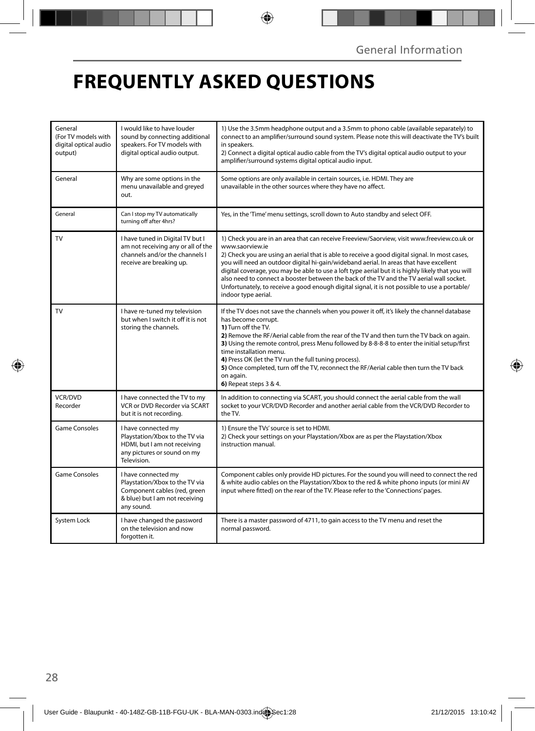# FREQUENTLY ASKED QUESTIONS

| | | |
|---|---|---|
| General (For TV models with digital optical audio output) | I would like to have louder sound by connecting additional speakers. For TV models with digital optical audio output. | 1) Use the 3.5mm headphone output and a 3.5mm to phono cable (available separately) to connect to an amplifier/surround sound system. Please note this will deactivate the TV's built in speakers.<br>2) Connect a digital optical audio cable from the TV's digital optical audio output to your amplifier/surround systems digital optical audio input. |
| General | Why are some options in the menu unavailable and greyed out. | Some options are only available in certain sources, i.e. HDMI. They are unavailable in the other sources where they have no affect. |
| General | Can I stop my TV automatically turning off after 4hrs? | Yes, in the 'Time' menu settings, scroll down to Auto standby and select OFF. |
| TV | I have tuned in Digital TV but I am not receiving any or all of the channels and/or the channels I receive are breaking up. | 1) Check you are in an area that can receive Freeview/Saorview, visit www.freeview.co.uk or www.saorview.ie<br>2) Check you are using an aerial that is able to receive a good digital signal. In most cases, you will need an outdoor digital hi-gain/wideband aerial. In areas that have excellent digital coverage, you may be able to use a loft type aerial but it is highly likely that you will also need to connect a booster between the back of the TV and the TV aerial wall socket. Unfortunately, to receive a good enough digital signal, it is not possible to use a portable/indoor type aerial. |
| TV | I have re-tuned my television but when I switch it off it is not storing the channels. | If the TV does not save the channels when you power it off, it's likely the channel database has become corrupt.<br>**1)** Turn off the TV.<br>**2)** Remove the RF/Aerial cable from the rear of the TV and then turn the TV back on again.<br>**3)** Using the remote control, press Menu followed by 8-8-8-8 to enter the initial setup/first time installation menu.<br>**4)** Press OK (let the TV run the full tuning process).<br>**5)** Once completed, turn off the TV, reconnect the RF/Aerial cable then turn the TV back on again.<br>**6)** Repeat steps 3 & 4. |
| VCR/DVD Recorder | I have connected the TV to my VCR or DVD Recorder via SCART but it is not recording. | In addition to connecting via SCART, you should connect the aerial cable from the wall socket to your VCR/DVD Recorder and another aerial cable from the VCR/DVD Recorder to the TV. |
| Game Consoles | I have connected my Playstation/Xbox to the TV via HDMI, but I am not receiving any pictures or sound on my Television. | 1) Ensure the TVs' source is set to HDMI.<br>2) Check your settings on your Playstation/Xbox are as per the Playstation/Xbox instruction manual. |
| Game Consoles | I have connected my Playstation/Xbox to the TV via Component cables (red, green & blue) but I am not receiving any sound. | Component cables only provide HD pictures. For the sound you will need to connect the red & white audio cables on the Playstation/Xbox to the red & white phono inputs (or mini AV input where fitted) on the rear of the TV. Please refer to the 'Connections' pages. |
| System Lock | I have changed the password on the television and now forgotten it. | There is a master password of 4711, to gain access to the TV menu and reset the normal password. |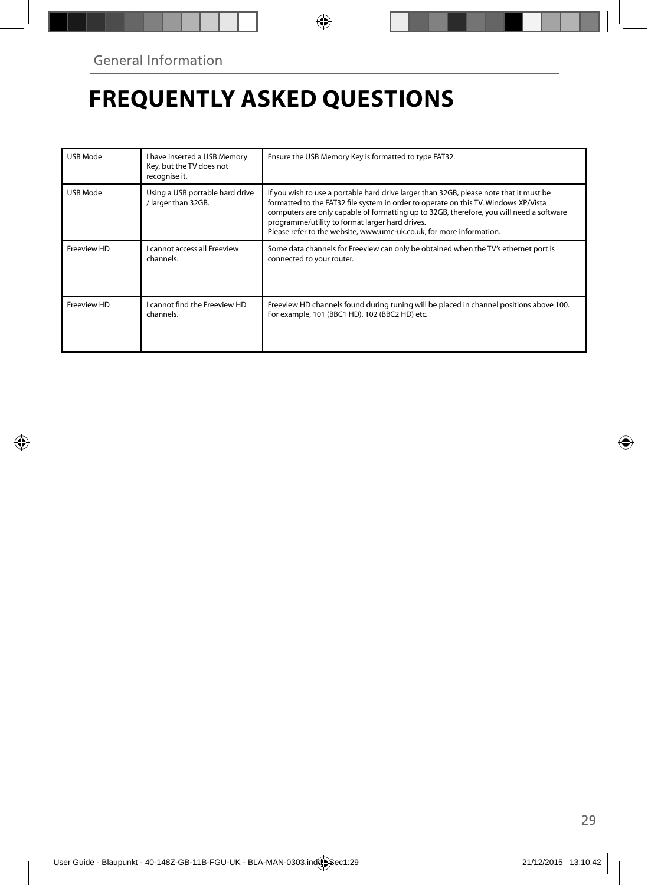General Information

# FREQUENTLY ASKED QUESTIONS

| | | |
|---|---|---|
| USB Mode | I have inserted a USB Memory Key, but the TV does not recognise it. | Ensure the USB Memory Key is formatted to type FAT32. |
| USB Mode | Using a USB portable hard drive / larger than 32GB. | If you wish to use a portable hard drive larger than 32GB, please note that it must be formatted to the FAT32 file system in order to operate on this TV. Windows XP/Vista computers are only capable of formatting up to 32GB, therefore, you will need a software programme/utility to format larger hard drives.<br>Please refer to the website, www.umc-uk.co.uk, for more information. |
| Freeview HD | I cannot access all Freeview channels. | Some data channels for Freeview can only be obtained when the TV's ethernet port is connected to your router. |
| Freeview HD | I cannot find the Freeview HD channels. | Freeview HD channels found during tuning will be placed in channel positions above 100. For example, 101 (BBC1 HD), 102 (BBC2 HD) etc. |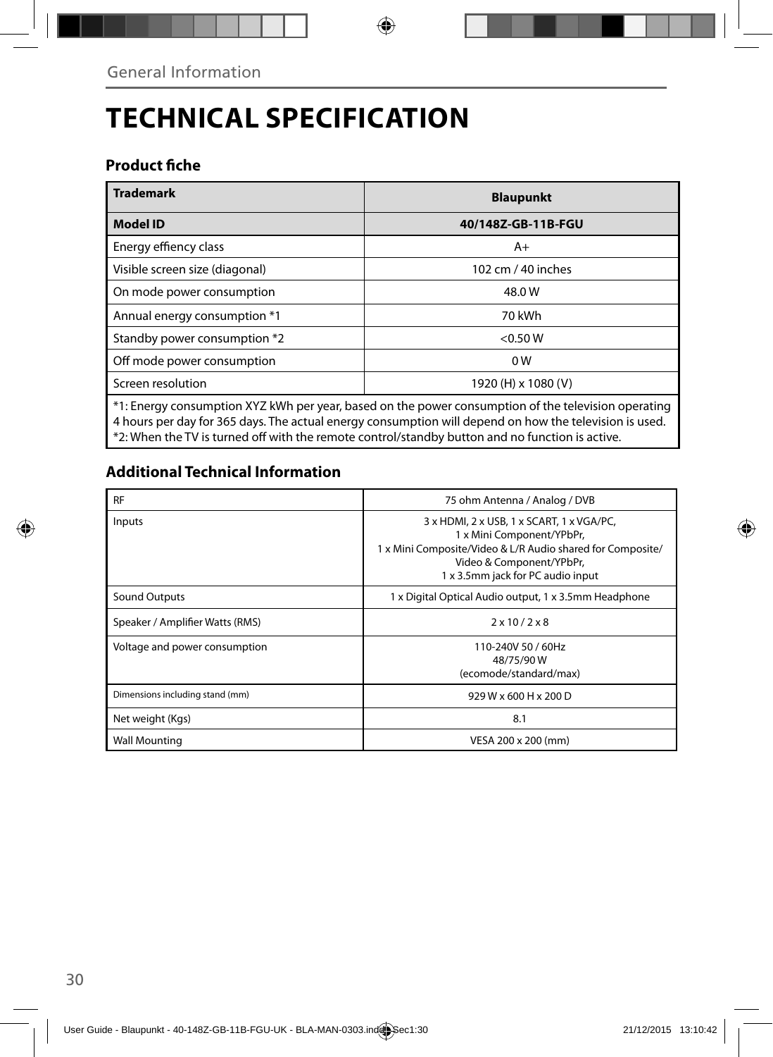General Information

# TECHNICAL SPECIFICATION

## Product fiche

| Trademark | Blaupunkt |
|---|---|
| **Model ID** | **40/148Z-GB-11B-FGU** |
| Energy effiency class | A+ |
| Visible screen size (diagonal) | 102 cm / 40 inches |
| On mode power consumption | 48.0 W |
| Annual energy consumption *1 | 70 kWh |
| Standby power consumption *2 | <0.50 W |
| Off mode power consumption | 0 W |
| Screen resolution | 1920 (H) x 1080 (V) |

*1: Energy consumption XYZ kWh per year, based on the power consumption of the television operating 4 hours per day for 365 days. The actual energy consumption will depend on how the television is used.
*2: When the TV is turned off with the remote control/standby button and no function is active.

## Additional Technical Information

| RF | 75 ohm Antenna / Analog / DVB |
|---|---|
| Inputs | 3 x HDMI, 2 x USB, 1 x SCART, 1 x VGA/PC, 1 x Mini Component/YPbPr, 1 x Mini Composite/Video & L/R Audio shared for Composite/ Video & Component/YPbPr, 1 x 3.5mm jack for PC audio input |
| Sound Outputs | 1 x Digital Optical Audio output, 1 x 3.5mm Headphone |
| Speaker / Amplifier Watts (RMS) | 2 x 10 / 2 x 8 |
| Voltage and power consumption | 110-240V 50 / 60Hz 48/75/90 W (ecomode/standard/max) |
| Dimensions including stand (mm) | 929 W x 600 H x 200 D |
| Net weight (Kgs) | 8.1 |
| Wall Mounting | VESA 200 x 200 (mm) |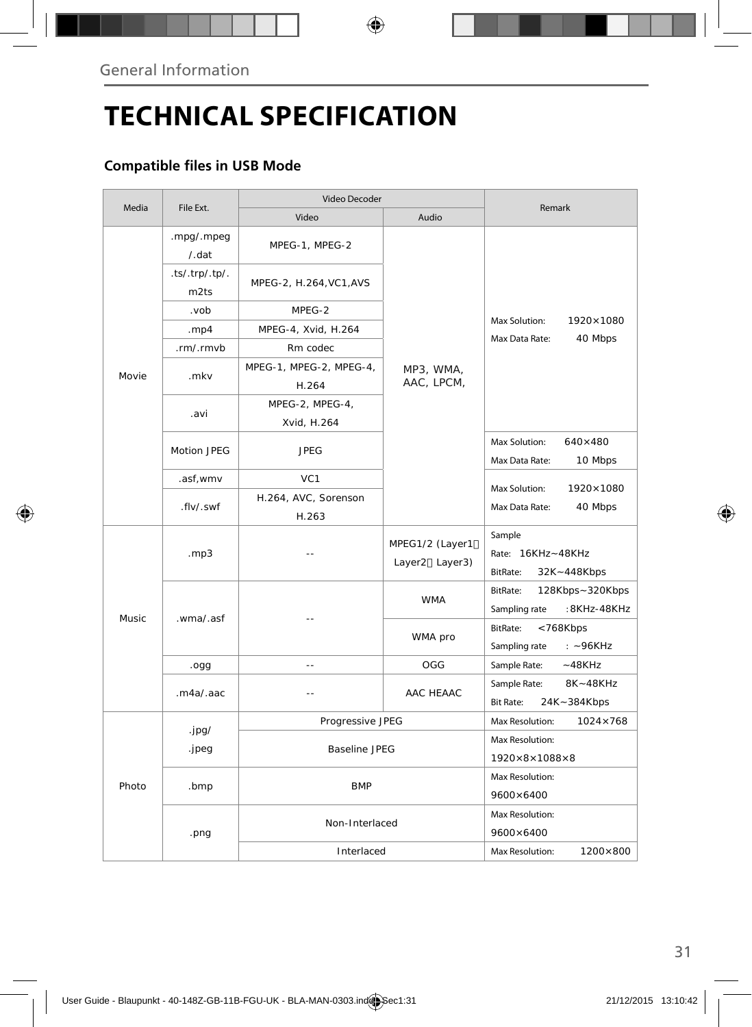# TECHNICAL SPECIFICATION

### Compatible files in USB Mode

| Media | File Ext. | Video Decoder | | Remark |
|---|---|---|---|---|
| | | Video | Audio | |
| Movie | .mpg/.mpeg/.dat | MPEG-1, MPEG-2 | MP3, WMA, AAC, LPCM, | Max Solution: 1920×1080<br>Max Data Rate: 40 Mbps |
| | .ts/.trp/.tp/.m2ts | MPEG-2, H.264,VC1,AVS | | |
| | .vob | MPEG-2 | | |
| | .mp4 | MPEG-4, Xvid, H.264 | | |
| | .rm/.rmvb | Rm codec | | |
| | .mkv | MPEG-1, MPEG-2, MPEG-4, H.264 | | |
| | .avi | MPEG-2, MPEG-4, Xvid, H.264 | | |
| | Motion JPEG | JPEG | | Max Solution: 640×480<br>Max Data Rate: 10 Mbps |
| | .asf,wmv | VC1 | | Max Solution: 1920×1080<br>Max Data Rate: 40 Mbps |
| | .flv/.swf | H.264, AVC, Sorenson H.263 | | |
| Music | .mp3 | -- | MPEG1/2 (Layer1、Layer2、Layer3) | Sample Rate: 16KHz~48KHz<br>BitRate: 32K~448Kbps |
| | .wma/.asf | -- | WMA | BitRate: 128Kbps~320Kbps<br>Sampling rate :8KHz-48KHz |
| | | | WMA pro | BitRate: <768Kbps<br>Sampling rate : ~96KHz |
| | .ogg | -- | OGG | Sample Rate: ~48KHz |
| | .m4a/.aac | -- | AAC HEAAC | Sample Rate: 8K~48KHz<br>Bit Rate: 24K~384Kbps |
| Photo | .jpg/.jpeg | Progressive JPEG | | Max Resolution: 1024×768 |
| | | Baseline JPEG | | Max Resolution: 1920×8×1088×8 |
| | .bmp | BMP | | Max Resolution: 9600×6400 |
| | .png | Non-Interlaced | | Max Resolution: 9600×6400 |
| | | Interlaced | | Max Resolution: 1200×800 |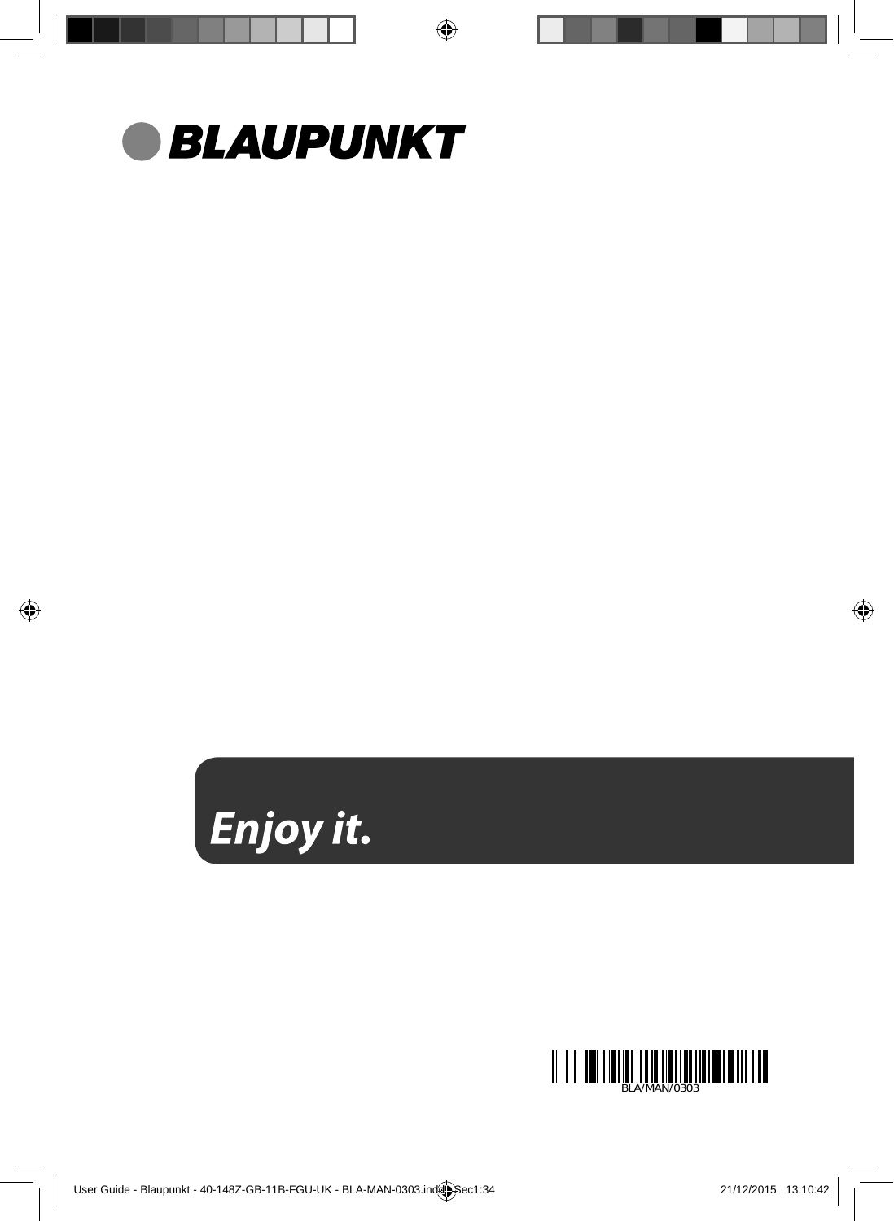BLAUPUNKT

*Enjoy it.*

BLA/MAN/0303